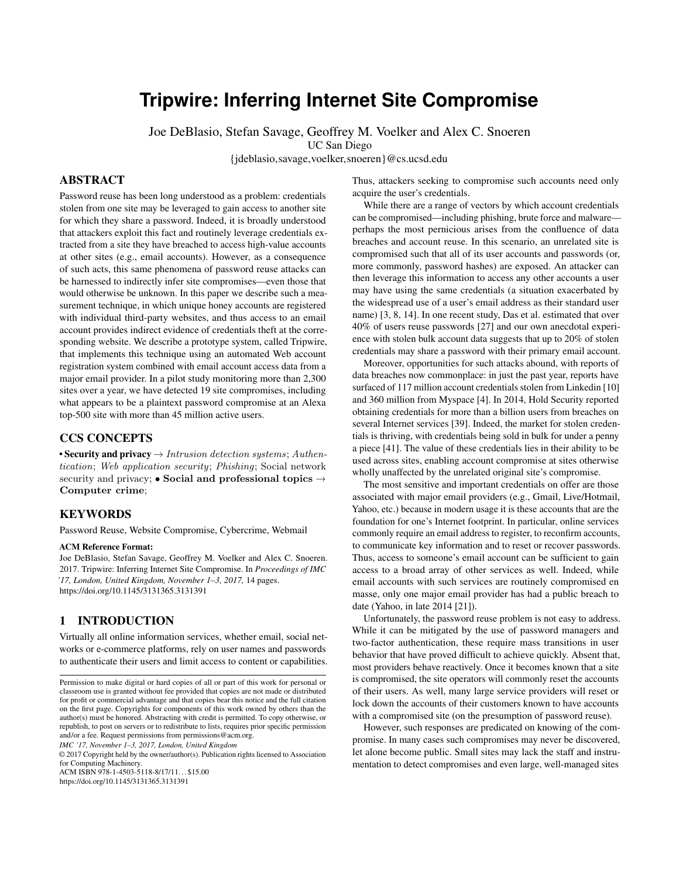# Tripwire: Inferring Internet Site Compromise

Joe DeBlasio, Stefan Savage, Geoffrey M. Voelker and Alex C. Snoeren
UC San Diego
{jdeblasio,savage,voelker,snoeren}@cs.ucsd.edu

## ABSTRACT

Password reuse has been long understood as a problem: credentials stolen from one site may be leveraged to gain access to another site for which they share a password. Indeed, it is broadly understood that attackers exploit this fact and routinely leverage credentials extracted from a site they have breached to access high-value accounts at other sites (e.g., email accounts). However, as a consequence of such acts, this same phenomena of password reuse attacks can be harnessed to indirectly infer site compromises—even those that would otherwise be unknown. In this paper we describe such a measurement technique, in which unique honey accounts are registered with individual third-party websites, and thus access to an email account provides indirect evidence of credentials theft at the corresponding website. We describe a prototype system, called Tripwire, that implements this technique using an automated Web account registration system combined with email account access data from a major email provider. In a pilot study monitoring more than 2,300 sites over a year, we have detected 19 site compromises, including what appears to be a plaintext password compromise at an Alexa top-500 site with more than 45 million active users.

## CCS CONCEPTS

• **Security and privacy** → *Intrusion detection systems*; *Authentication*; *Web application security*; *Phishing*; Social network security and privacy; • **Social and professional topics** → **Computer crime**;

## KEYWORDS

Password Reuse, Website Compromise, Cybercrime, Webmail

**ACM Reference Format:**
Joe DeBlasio, Stefan Savage, Geoffrey M. Voelker and Alex C. Snoeren. 2017. Tripwire: Inferring Internet Site Compromise. In *Proceedings of IMC '17, London, United Kingdom, November 1–3, 2017,* 14 pages. https://doi.org/10.1145/3131365.3131391

## 1 INTRODUCTION

Virtually all online information services, whether email, social networks or e-commerce platforms, rely on user names and passwords to authenticate their users and limit access to content or capabilities. Thus, attackers seeking to compromise such accounts need only acquire the user's credentials.

While there are a range of vectors by which account credentials can be compromised—including phishing, brute force and malware—perhaps the most pernicious arises from the confluence of data breaches and account reuse. In this scenario, an unrelated site is compromised such that all of its user accounts and passwords (or, more commonly, password hashes) are exposed. An attacker can then leverage this information to access any other accounts a user may have using the same credentials (a situation exacerbated by the widespread use of a user's email address as their standard user name) [3, 8, 14]. In one recent study, Das et al. estimated that over 40% of users reuse passwords [27] and our own anecdotal experience with stolen bulk account data suggests that up to 20% of stolen credentials may share a password with their primary email account.

Moreover, opportunities for such attacks abound, with reports of data breaches now commonplace: in just the past year, reports have surfaced of 117 million account credentials stolen from Linkedin [10] and 360 million from Myspace [4]. In 2014, Hold Security reported obtaining credentials for more than a billion users from breaches on several Internet services [39]. Indeed, the market for stolen credentials is thriving, with credentials being sold in bulk for under a penny a piece [41]. The value of these credentials lies in their ability to be used across sites, enabling account compromise at sites otherwise wholly unaffected by the unrelated original site's compromise.

The most sensitive and important credentials on offer are those associated with major email providers (e.g., Gmail, Live/Hotmail, Yahoo, etc.) because in modern usage it is these accounts that are the foundation for one's Internet footprint. In particular, online services commonly require an email address to register, to reconfirm accounts, to communicate key information and to reset or recover passwords. Thus, access to someone's email account can be sufficient to gain access to a broad array of other services as well. Indeed, while email accounts with such services are routinely compromised en masse, only one major email provider has had a public breach to date (Yahoo, in late 2014 [21]).

Unfortunately, the password reuse problem is not easy to address. While it can be mitigated by the use of password managers and two-factor authentication, these require mass transitions in user behavior that have proved difficult to achieve quickly. Absent that, most providers behave reactively. Once it becomes known that a site is compromised, the site operators will commonly reset the accounts of their users. As well, many large service providers will reset or lock down the accounts of their customers known to have accounts with a compromised site (on the presumption of password reuse).

However, such responses are predicated on knowing of the compromise. In many cases such compromises may never be discovered, let alone become public. Small sites may lack the staff and instrumentation to detect compromises and even large, well-managed sites

Permission to make digital or hard copies of all or part of this work for personal or classroom use is granted without fee provided that copies are not made or distributed for profit or commercial advantage and that copies bear this notice and the full citation on the first page. Copyrights for components of this work owned by others than the author(s) must be honored. Abstracting with credit is permitted. To copy otherwise, or republish, to post on servers or to redistribute to lists, requires prior specific permission and/or a fee. Request permissions from permissions@acm.org.
*IMC '17, November 1–3, 2017, London, United Kingdom*
© 2017 Copyright held by the owner/author(s). Publication rights licensed to Association for Computing Machinery.
ACM ISBN 978-1-4503-5118-8/17/11...$15.00
https://doi.org/10.1145/3131365.3131391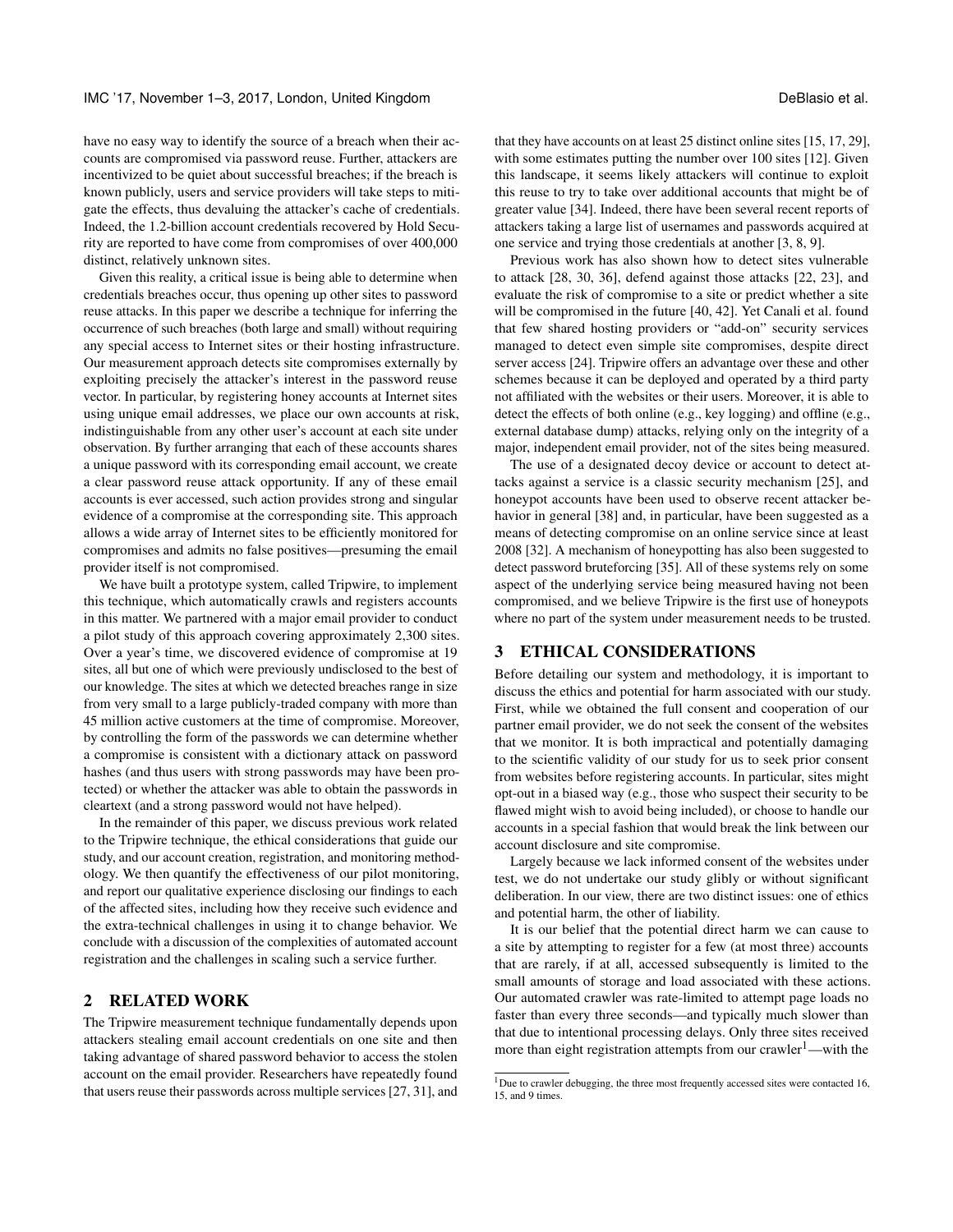have no easy way to identify the source of a breach when their accounts are compromised via password reuse. Further, attackers are incentivized to be quiet about successful breaches; if the breach is known publicly, users and service providers will take steps to mitigate the effects, thus devaluing the attacker's cache of credentials. Indeed, the 1.2-billion account credentials recovered by Hold Security are reported to have come from compromises of over 400,000 distinct, relatively unknown sites.

Given this reality, a critical issue is being able to determine when credentials breaches occur, thus opening up other sites to password reuse attacks. In this paper we describe a technique for inferring the occurrence of such breaches (both large and small) without requiring any special access to Internet sites or their hosting infrastructure. Our measurement approach detects site compromises externally by exploiting precisely the attacker's interest in the password reuse vector. In particular, by registering honey accounts at Internet sites using unique email addresses, we place our own accounts at risk, indistinguishable from any other user's account at each site under observation. By further arranging that each of these accounts shares a unique password with its corresponding email account, we create a clear password reuse attack opportunity. If any of these email accounts is ever accessed, such action provides strong and singular evidence of a compromise at the corresponding site. This approach allows a wide array of Internet sites to be efficiently monitored for compromises and admits no false positives—presuming the email provider itself is not compromised.

We have built a prototype system, called Tripwire, to implement this technique, which automatically crawls and registers accounts in this matter. We partnered with a major email provider to conduct a pilot study of this approach covering approximately 2,300 sites. Over a year's time, we discovered evidence of compromise at 19 sites, all but one of which were previously undisclosed to the best of our knowledge. The sites at which we detected breaches range in size from very small to a large publicly-traded company with more than 45 million active customers at the time of compromise. Moreover, by controlling the form of the passwords we can determine whether a compromise is consistent with a dictionary attack on password hashes (and thus users with strong passwords may have been protected) or whether the attacker was able to obtain the passwords in cleartext (and a strong password would not have helped).

In the remainder of this paper, we discuss previous work related to the Tripwire technique, the ethical considerations that guide our study, and our account creation, registration, and monitoring methodology. We then quantify the effectiveness of our pilot monitoring, and report our qualitative experience disclosing our findings to each of the affected sites, including how they receive such evidence and the extra-technical challenges in using it to change behavior. We conclude with a discussion of the complexities of automated account registration and the challenges in scaling such a service further.

## 2 RELATED WORK

The Tripwire measurement technique fundamentally depends upon attackers stealing email account credentials on one site and then taking advantage of shared password behavior to access the stolen account on the email provider. Researchers have repeatedly found that users reuse their passwords across multiple services [27, 31], and that they have accounts on at least 25 distinct online sites [15, 17, 29], with some estimates putting the number over 100 sites [12]. Given this landscape, it seems likely attackers will continue to exploit this reuse to try to take over additional accounts that might be of greater value [34]. Indeed, there have been several recent reports of attackers taking a large list of usernames and passwords acquired at one service and trying those credentials at another [3, 8, 9].

Previous work has also shown how to detect sites vulnerable to attack [28, 30, 36], defend against those attacks [22, 23], and evaluate the risk of compromise to a site or predict whether a site will be compromised in the future [40, 42]. Yet Canali et al. found that few shared hosting providers or "add-on" security services managed to detect even simple site compromises, despite direct server access [24]. Tripwire offers an advantage over these and other schemes because it can be deployed and operated by a third party not affiliated with the websites or their users. Moreover, it is able to detect the effects of both online (e.g., key logging) and offline (e.g., external database dump) attacks, relying only on the integrity of a major, independent email provider, not of the sites being measured.

The use of a designated decoy device or account to detect attacks against a service is a classic security mechanism [25], and honeypot accounts have been used to observe recent attacker behavior in general [38] and, in particular, have been suggested as a means of detecting compromise on an online service since at least 2008 [32]. A mechanism of honeypotting has also been suggested to detect password bruteforcing [35]. All of these systems rely on some aspect of the underlying service being measured having not been compromised, and we believe Tripwire is the first use of honeypots where no part of the system under measurement needs to be trusted.

## 3 ETHICAL CONSIDERATIONS

Before detailing our system and methodology, it is important to discuss the ethics and potential for harm associated with our study. First, while we obtained the full consent and cooperation of our partner email provider, we do not seek the consent of the websites that we monitor. It is both impractical and potentially damaging to the scientific validity of our study for us to seek prior consent from websites before registering accounts. In particular, sites might opt-out in a biased way (e.g., those who suspect their security to be flawed might wish to avoid being included), or choose to handle our accounts in a special fashion that would break the link between our account disclosure and site compromise.

Largely because we lack informed consent of the websites under test, we do not undertake our study glibly or without significant deliberation. In our view, there are two distinct issues: one of ethics and potential harm, the other of liability.

It is our belief that the potential direct harm we can cause to a site by attempting to register for a few (at most three) accounts that are rarely, if at all, accessed subsequently is limited to the small amounts of storage and load associated with these actions. Our automated crawler was rate-limited to attempt page loads no faster than every three seconds—and typically much slower than that due to intentional processing delays. Only three sites received more than eight registration attempts from our crawler[1]—with the

[1] Due to crawler debugging, the three most frequently accessed sites were contacted 16, 15, and 9 times.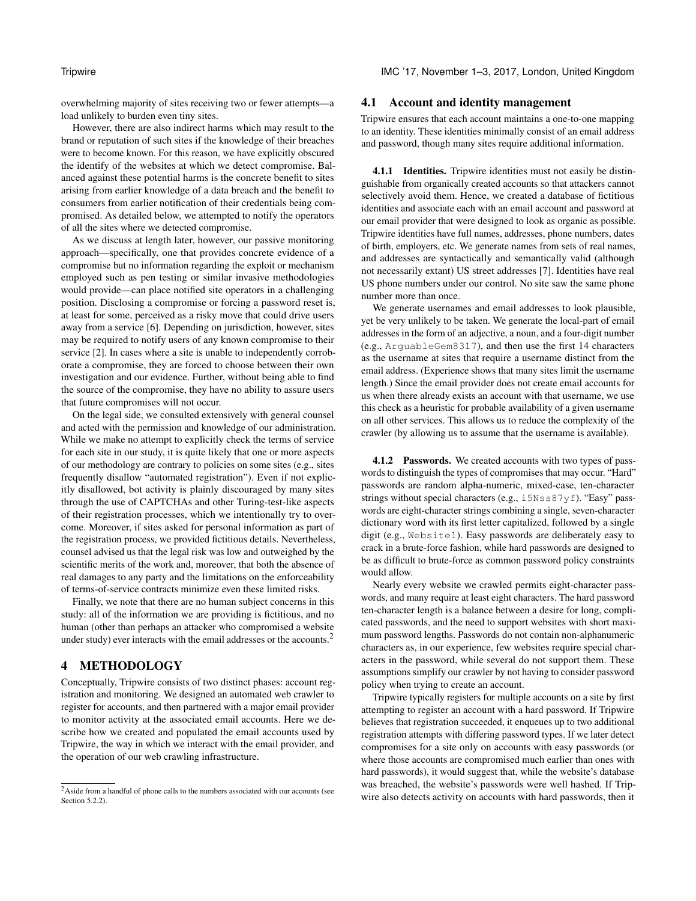overwhelming majority of sites receiving two or fewer attempts—a load unlikely to burden even tiny sites.

However, there are also indirect harms which may result to the brand or reputation of such sites if the knowledge of their breaches were to become known. For this reason, we have explicitly obscured the identify of the websites at which we detect compromise. Balanced against these potential harms is the concrete benefit to sites arising from earlier knowledge of a data breach and the benefit to consumers from earlier notification of their credentials being compromised. As detailed below, we attempted to notify the operators of all the sites where we detected compromise.

As we discuss at length later, however, our passive monitoring approach—specifically, one that provides concrete evidence of a compromise but no information regarding the exploit or mechanism employed such as pen testing or similar invasive methodologies would provide—can place notified site operators in a challenging position. Disclosing a compromise or forcing a password reset is, at least for some, perceived as a risky move that could drive users away from a service [6]. Depending on jurisdiction, however, sites may be required to notify users of any known compromise to their service [2]. In cases where a site is unable to independently corroborate a compromise, they are forced to choose between their own investigation and our evidence. Further, without being able to find the source of the compromise, they have no ability to assure users that future compromises will not occur.

On the legal side, we consulted extensively with general counsel and acted with the permission and knowledge of our administration. While we make no attempt to explicitly check the terms of service for each site in our study, it is quite likely that one or more aspects of our methodology are contrary to policies on some sites (e.g., sites frequently disallow "automated registration"). Even if not explicitly disallowed, bot activity is plainly discouraged by many sites through the use of CAPTCHAs and other Turing-test-like aspects of their registration processes, which we intentionally try to overcome. Moreover, if sites asked for personal information as part of the registration process, we provided fictitious details. Nevertheless, counsel advised us that the legal risk was low and outweighed by the scientific merits of the work and, moreover, that both the absence of real damages to any party and the limitations on the enforceability of terms-of-service contracts minimize even these limited risks.

Finally, we note that there are no human subject concerns in this study: all of the information we are providing is fictitious, and no human (other than perhaps an attacker who compromised a website under study) ever interacts with the email addresses or the accounts.[2]

# 4 METHODOLOGY

Conceptually, Tripwire consists of two distinct phases: account registration and monitoring. We designed an automated web crawler to register for accounts, and then partnered with a major email provider to monitor activity at the associated email accounts. Here we describe how we created and populated the email accounts used by Tripwire, the way in which we interact with the email provider, and the operation of our web crawling infrastructure.

[2] Aside from a handful of phone calls to the numbers associated with our accounts (see Section 5.2.2).

## 4.1 Account and identity management

Tripwire ensures that each account maintains a one-to-one mapping to an identity. These identities minimally consist of an email address and password, though many sites require additional information.

**4.1.1 Identities.** Tripwire identities must not easily be distinguishable from organically created accounts so that attackers cannot selectively avoid them. Hence, we created a database of fictitious identities and associate each with an email account and password at our email provider that were designed to look as organic as possible. Tripwire identities have full names, addresses, phone numbers, dates of birth, employers, etc. We generate names from sets of real names, and addresses are syntactically and semantically valid (although not necessarily extant) US street addresses [7]. Identities have real US phone numbers under our control. No site saw the same phone number more than once.

We generate usernames and email addresses to look plausible, yet be very unlikely to be taken. We generate the local-part of email addresses in the form of an adjective, a noun, and a four-digit number (e.g., `ArguableGem8317`), and then use the first 14 characters as the username at sites that require a username distinct from the email address. (Experience shows that many sites limit the username length.) Since the email provider does not create email accounts for us when there already exists an account with that username, we use this check as a heuristic for probable availability of a given username on all other services. This allows us to reduce the complexity of the crawler (by allowing us to assume that the username is available).

**4.1.2 Passwords.** We created accounts with two types of passwords to distinguish the types of compromises that may occur. "Hard" passwords are random alpha-numeric, mixed-case, ten-character strings without special characters (e.g., `i5Nss87yf`). "Easy" passwords are eight-character strings combining a single, seven-character dictionary word with its first letter capitalized, followed by a single digit (e.g., `Website1`). Easy passwords are deliberately easy to crack in a brute-force fashion, while hard passwords are designed to be as difficult to brute-force as common password policy constraints would allow.

Nearly every website we crawled permits eight-character passwords, and many require at least eight characters. The hard password ten-character length is a balance between a desire for long, complicated passwords, and the need to support websites with short maximum password lengths. Passwords do not contain non-alphanumeric characters as, in our experience, few websites require special characters in the password, while several do not support them. These assumptions simplify our crawler by not having to consider password policy when trying to create an account.

Tripwire typically registers for multiple accounts on a site by first attempting to register an account with a hard password. If Tripwire believes that registration succeeded, it enqueues up to two additional registration attempts with differing password types. If we later detect compromises for a site only on accounts with easy passwords (or where those accounts are compromised much earlier than ones with hard passwords), it would suggest that, while the website's database was breached, the website's passwords were well hashed. If Tripwire also detects activity on accounts with hard passwords, then it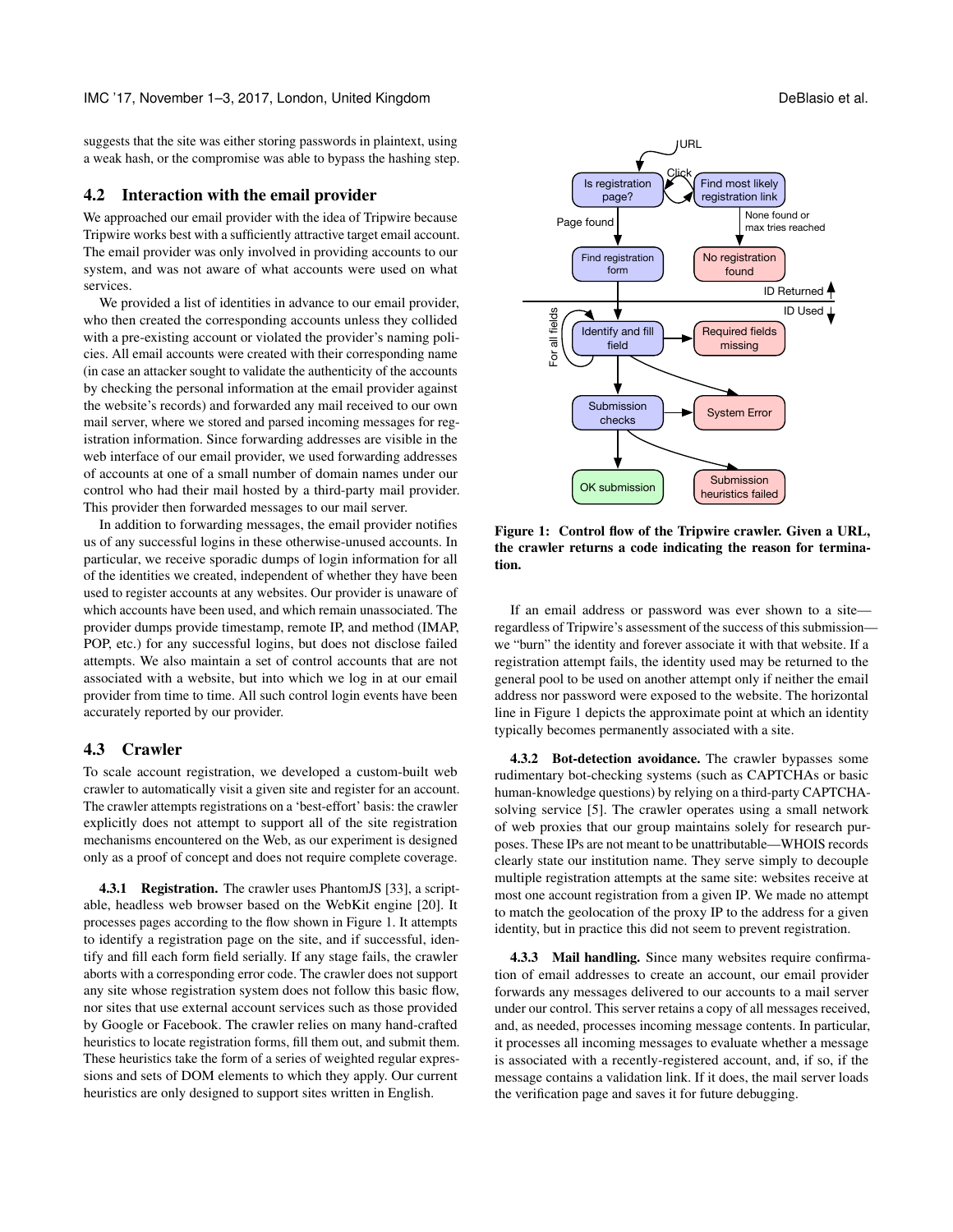suggests that the site was either storing passwords in plaintext, using a weak hash, or the compromise was able to bypass the hashing step.

## 4.2 Interaction with the email provider

We approached our email provider with the idea of Tripwire because Tripwire works best with a sufficiently attractive target email account. The email provider was only involved in providing accounts to our system, and was not aware of what accounts were used on what services.

We provided a list of identities in advance to our email provider, who then created the corresponding accounts unless they collided with a pre-existing account or violated the provider's naming policies. All email accounts were created with their corresponding name (in case an attacker sought to validate the authenticity of the accounts by checking the personal information at the email provider against the website's records) and forwarded any mail received to our own mail server, where we stored and parsed incoming messages for registration information. Since forwarding addresses are visible in the web interface of our email provider, we used forwarding addresses of accounts at one of a small number of domain names under our control who had their mail hosted by a third-party mail provider. This provider then forwarded messages to our mail server.

In addition to forwarding messages, the email provider notifies us of any successful logins in these otherwise-unused accounts. In particular, we receive sporadic dumps of login information for all of the identities we created, independent of whether they have been used to register accounts at any websites. Our provider is unaware of which accounts have been used, and which remain unassociated. The provider dumps provide timestamp, remote IP, and method (IMAP, POP, etc.) for any successful logins, but does not disclose failed attempts. We also maintain a set of control accounts that are not associated with a website, but into which we log in at our email provider from time to time. All such control login events have been accurately reported by our provider.

## 4.3 Crawler

To scale account registration, we developed a custom-built web crawler to automatically visit a given site and register for an account. The crawler attempts registrations on a 'best-effort' basis: the crawler explicitly does not attempt to support all of the site registration mechanisms encountered on the Web, as our experiment is designed only as a proof of concept and does not require complete coverage.

**4.3.1 Registration.** The crawler uses PhantomJS [33], a scriptable, headless web browser based on the WebKit engine [20]. It processes pages according to the flow shown in Figure 1. It attempts to identify a registration page on the site, and if successful, identify and fill each form field serially. If any stage fails, the crawler aborts with a corresponding error code. The crawler does not support any site whose registration system does not follow this basic flow, nor sites that use external account services such as those provided by Google or Facebook. The crawler relies on many hand-crafted heuristics to locate registration forms, fill them out, and submit them. These heuristics take the form of a series of weighted regular expressions and sets of DOM elements to which they apply. Our current heuristics are only designed to support sites written in English.

URL
Is registration page?
Click
Find most likely registration link
Page found
None found or max tries reached
Find registration form
No registration found
ID Returned
ID Used
For all fields
Identify and fill field
Required fields missing
Submission checks
System Error
OK submission
Submission heuristics failed

**Figure 1: Control flow of the Tripwire crawler. Given a URL, the crawler returns a code indicating the reason for termination.**

If an email address or password was ever shown to a site—regardless of Tripwire's assessment of the success of this submission—we "burn" the identity and forever associate it with that website. If a registration attempt fails, the identity used may be returned to the general pool to be used on another attempt only if neither the email address nor password were exposed to the website. The horizontal line in Figure 1 depicts the approximate point at which an identity typically becomes permanently associated with a site.

**4.3.2 Bot-detection avoidance.** The crawler bypasses some rudimentary bot-checking systems (such as CAPTCHAs or basic human-knowledge questions) by relying on a third-party CAPTCHA-solving service [5]. The crawler operates using a small network of web proxies that our group maintains solely for research purposes. These IPs are not meant to be unattributable—WHOIS records clearly state our institution name. They serve simply to decouple multiple registration attempts at the same site: websites receive at most one account registration from a given IP. We made no attempt to match the geolocation of the proxy IP to the address for a given identity, but in practice this did not seem to prevent registration.

**4.3.3 Mail handling.** Since many websites require confirmation of email addresses to create an account, our email provider forwards any messages delivered to our accounts to a mail server under our control. This server retains a copy of all messages received, and, as needed, processes incoming message contents. In particular, it processes all incoming messages to evaluate whether a message is associated with a recently-registered account, and, if so, if the message contains a validation link. If it does, the mail server loads the verification page and saves it for future debugging.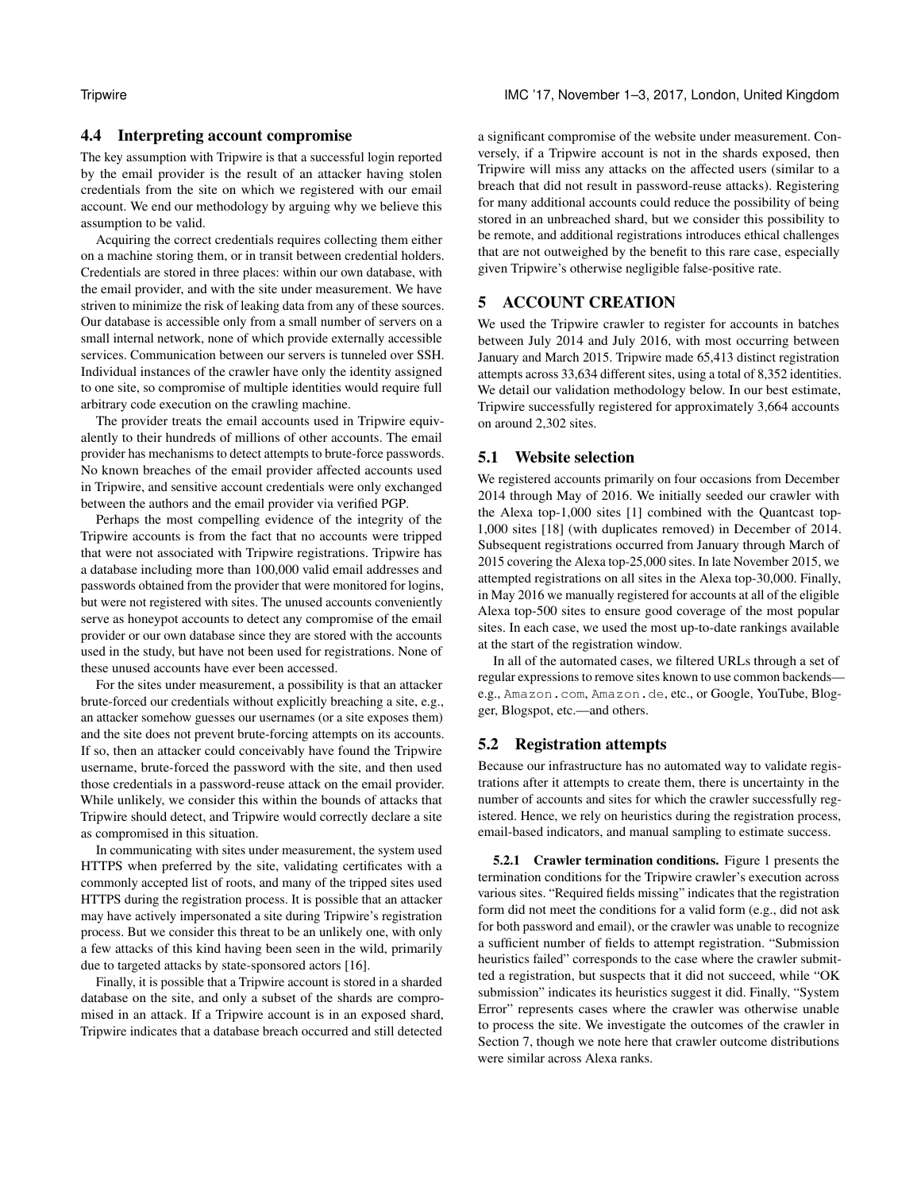## 4.4 Interpreting account compromise

The key assumption with Tripwire is that a successful login reported by the email provider is the result of an attacker having stolen credentials from the site on which we registered with our email account. We end our methodology by arguing why we believe this assumption to be valid.

Acquiring the correct credentials requires collecting them either on a machine storing them, or in transit between credential holders. Credentials are stored in three places: within our own database, with the email provider, and with the site under measurement. We have striven to minimize the risk of leaking data from any of these sources. Our database is accessible only from a small number of servers on a small internal network, none of which provide externally accessible services. Communication between our servers is tunneled over SSH. Individual instances of the crawler have only the identity assigned to one site, so compromise of multiple identities would require full arbitrary code execution on the crawling machine.

The provider treats the email accounts used in Tripwire equivalently to their hundreds of millions of other accounts. The email provider has mechanisms to detect attempts to brute-force passwords. No known breaches of the email provider affected accounts used in Tripwire, and sensitive account credentials were only exchanged between the authors and the email provider via verified PGP.

Perhaps the most compelling evidence of the integrity of the Tripwire accounts is from the fact that no accounts were tripped that were not associated with Tripwire registrations. Tripwire has a database including more than 100,000 valid email addresses and passwords obtained from the provider that were monitored for logins, but were not registered with sites. The unused accounts conveniently serve as honeypot accounts to detect any compromise of the email provider or our own database since they are stored with the accounts used in the study, but have not been used for registrations. None of these unused accounts have ever been accessed.

For the sites under measurement, a possibility is that an attacker brute-forced our credentials without explicitly breaching a site, e.g., an attacker somehow guesses our usernames (or a site exposes them) and the site does not prevent brute-forcing attempts on its accounts. If so, then an attacker could conceivably have found the Tripwire username, brute-forced the password with the site, and then used those credentials in a password-reuse attack on the email provider. While unlikely, we consider this within the bounds of attacks that Tripwire should detect, and Tripwire would correctly declare a site as compromised in this situation.

In communicating with sites under measurement, the system used HTTPS when preferred by the site, validating certificates with a commonly accepted list of roots, and many of the tripped sites used HTTPS during the registration process. It is possible that an attacker may have actively impersonated a site during Tripwire's registration process. But we consider this threat to be an unlikely one, with only a few attacks of this kind having been seen in the wild, primarily due to targeted attacks by state-sponsored actors [16].

Finally, it is possible that a Tripwire account is stored in a sharded database on the site, and only a subset of the shards are compromised in an attack. If a Tripwire account is in an exposed shard, Tripwire indicates that a database breach occurred and still detected a significant compromise of the website under measurement. Conversely, if a Tripwire account is not in the shards exposed, then Tripwire will miss any attacks on the affected users (similar to a breach that did not result in password-reuse attacks). Registering for many additional accounts could reduce the possibility of being stored in an unbreached shard, but we consider this possibility to be remote, and additional registrations introduces ethical challenges that are not outweighed by the benefit to this rare case, especially given Tripwire's otherwise negligible false-positive rate.

# 5 ACCOUNT CREATION

We used the Tripwire crawler to register for accounts in batches between July 2014 and July 2016, with most occurring between January and March 2015. Tripwire made 65,413 distinct registration attempts across 33,634 different sites, using a total of 8,352 identities. We detail our validation methodology below. In our best estimate, Tripwire successfully registered for approximately 3,664 accounts on around 2,302 sites.

## 5.1 Website selection

We registered accounts primarily on four occasions from December 2014 through May of 2016. We initially seeded our crawler with the Alexa top-1,000 sites [1] combined with the Quantcast top-1,000 sites [18] (with duplicates removed) in December of 2014. Subsequent registrations occurred from January through March of 2015 covering the Alexa top-25,000 sites. In late November 2015, we attempted registrations on all sites in the Alexa top-30,000. Finally, in May 2016 we manually registered for accounts at all of the eligible Alexa top-500 sites to ensure good coverage of the most popular sites. In each case, we used the most up-to-date rankings available at the start of the registration window.

In all of the automated cases, we filtered URLs through a set of regular expressions to remove sites known to use common backends—e.g., `Amazon.com`, `Amazon.de`, etc., or Google, YouTube, Blogger, Blogspot, etc.—and others.

## 5.2 Registration attempts

Because our infrastructure has no automated way to validate registrations after it attempts to create them, there is uncertainty in the number of accounts and sites for which the crawler successfully registered. Hence, we rely on heuristics during the registration process, email-based indicators, and manual sampling to estimate success.

**5.2.1 Crawler termination conditions.** Figure 1 presents the termination conditions for the Tripwire crawler's execution across various sites. "Required fields missing" indicates that the registration form did not meet the conditions for a valid form (e.g., did not ask for both password and email), or the crawler was unable to recognize a sufficient number of fields to attempt registration. "Submission heuristics failed" corresponds to the case where the crawler submitted a registration, but suspects that it did not succeed, while "OK submission" indicates its heuristics suggest it did. Finally, "System Error" represents cases where the crawler was otherwise unable to process the site. We investigate the outcomes of the crawler in Section 7, though we note here that crawler outcome distributions were similar across Alexa ranks.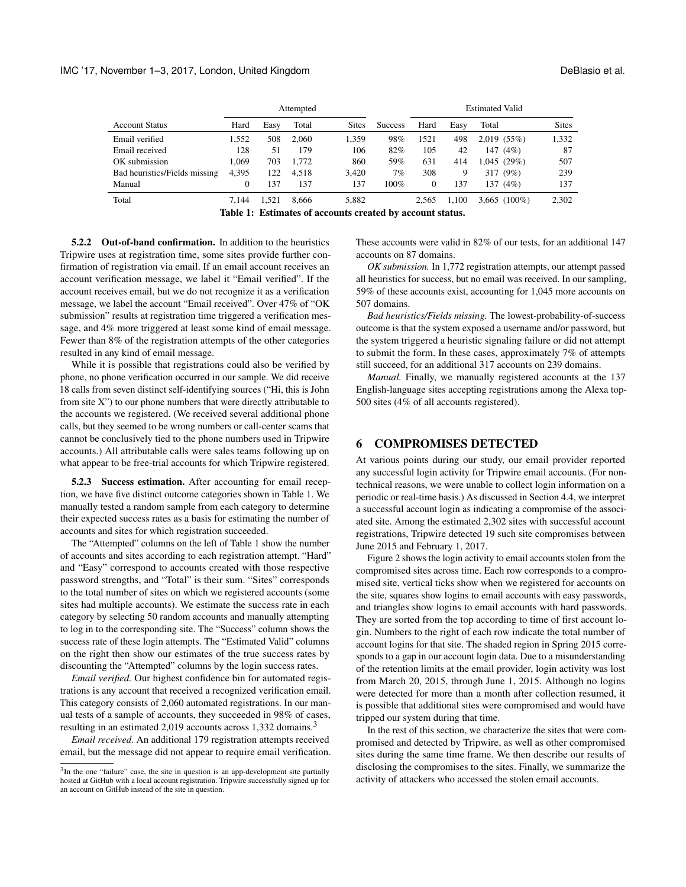| Account Status | Attempted | | | | | Estimated Valid | | | |
|---|---|---|---|---|---|---|---|---|---|
| | Hard | Easy | Total | Sites | Success | Hard | Easy | Total | Sites |
| Email verified | 1,552 | 508 | 2,060 | 1,359 | 98% | 1521 | 498 | 2,019 (55%) | 1,332 |
| Email received | 128 | 51 | 179 | 106 | 82% | 105 | 42 | 147 (4%) | 87 |
| OK submission | 1,069 | 703 | 1,772 | 860 | 59% | 631 | 414 | 1,045 (29%) | 507 |
| Bad heuristics/Fields missing | 4,395 | 122 | 4,518 | 3,420 | 7% | 308 | 9 | 317 (9%) | 239 |
| Manual | 0 | 137 | 137 | 137 | 100% | 0 | 137 | 137 (4%) | 137 |
| Total | 7,144 | 1,521 | 8,666 | 5,882 | | 2,565 | 1,100 | 3,665 (100%) | 2,302 |

**Table 1: Estimates of accounts created by account status.**

**5.2.2 Out-of-band confirmation.** In addition to the heuristics Tripwire uses at registration time, some sites provide further confirmation of registration via email. If an account receives an account verification message, we label it "Email verified". If the account receives email, but we do not recognize it as a verification message, we label the account "Email received". Over 47% of "OK submission" results at registration time triggered a verification message, and 4% more triggered at least some kind of email message. Fewer than 8% of the registration attempts of the other categories resulted in any kind of email message.

While it is possible that registrations could also be verified by phone, no phone verification occurred in our sample. We did receive 18 calls from seven distinct self-identifying sources ("Hi, this is John from site X") to our phone numbers that were directly attributable to the accounts we registered. (We received several additional phone calls, but they seemed to be wrong numbers or call-center scams that cannot be conclusively tied to the phone numbers used in Tripwire accounts.) All attributable calls were sales teams following up on what appear to be free-trial accounts for which Tripwire registered.

**5.2.3 Success estimation.** After accounting for email reception, we have five distinct outcome categories shown in Table 1. We manually tested a random sample from each category to determine their expected success rates as a basis for estimating the number of accounts and sites for which registration succeeded.

The "Attempted" columns on the left of Table 1 show the number of accounts and sites according to each registration attempt. "Hard" and "Easy" correspond to accounts created with those respective password strengths, and "Total" is their sum. "Sites" corresponds to the total number of sites on which we registered accounts (some sites had multiple accounts). We estimate the success rate in each category by selecting 50 random accounts and manually attempting to log in to the corresponding site. The "Success" column shows the success rate of these login attempts. The "Estimated Valid" columns on the right then show our estimates of the true success rates by discounting the "Attempted" columns by the login success rates.

*Email verified.* Our highest confidence bin for automated registrations is any account that received a recognized verification email. This category consists of 2,060 automated registrations. In our manual tests of a sample of accounts, they succeeded in 98% of cases, resulting in an estimated 2,019 accounts across 1,332 domains.[3]

*Email received.* An additional 179 registration attempts received email, but the message did not appear to require email verification. These accounts were valid in 82% of our tests, for an additional 147 accounts on 87 domains.

*OK submission.* In 1,772 registration attempts, our attempt passed all heuristics for success, but no email was received. In our sampling, 59% of these accounts exist, accounting for 1,045 more accounts on 507 domains.

*Bad heuristics/Fields missing.* The lowest-probability-of-success outcome is that the system exposed a username and/or password, but the system triggered a heuristic signaling failure or did not attempt to submit the form. In these cases, approximately 7% of attempts still succeed, for an additional 317 accounts on 239 domains.

*Manual.* Finally, we manually registered accounts at the 137 English-language sites accepting registrations among the Alexa top-500 sites (4% of all accounts registered).

[3]In the one "failure" case, the site in question is an app-development site partially hosted at GitHub with a local account registration. Tripwire successfully signed up for an account on GitHub instead of the site in question.

## 6 COMPROMISES DETECTED

At various points during our study, our email provider reported any successful login activity for Tripwire email accounts. (For non-technical reasons, we were unable to collect login information on a periodic or real-time basis.) As discussed in Section 4.4, we interpret a successful account login as indicating a compromise of the associated site. Among the estimated 2,302 sites with successful account registrations, Tripwire detected 19 such site compromises between June 2015 and February 1, 2017.

Figure 2 shows the login activity to email accounts stolen from the compromised sites across time. Each row corresponds to a compromised site, vertical ticks show when we registered for accounts on the site, squares show logins to email accounts with easy passwords, and triangles show logins to email accounts with hard passwords. They are sorted from the top according to time of first account login. Numbers to the right of each row indicate the total number of account logins for that site. The shaded region in Spring 2015 corresponds to a gap in our account login data. Due to a misunderstanding of the retention limits at the email provider, login activity was lost from March 20, 2015, through June 1, 2015. Although no logins were detected for more than a month after collection resumed, it is possible that additional sites were compromised and would have tripped our system during that time.

In the rest of this section, we characterize the sites that were compromised and detected by Tripwire, as well as other compromised sites during the same time frame. We then describe our results of disclosing the compromises to the sites. Finally, we summarize the activity of attackers who accessed the stolen email accounts.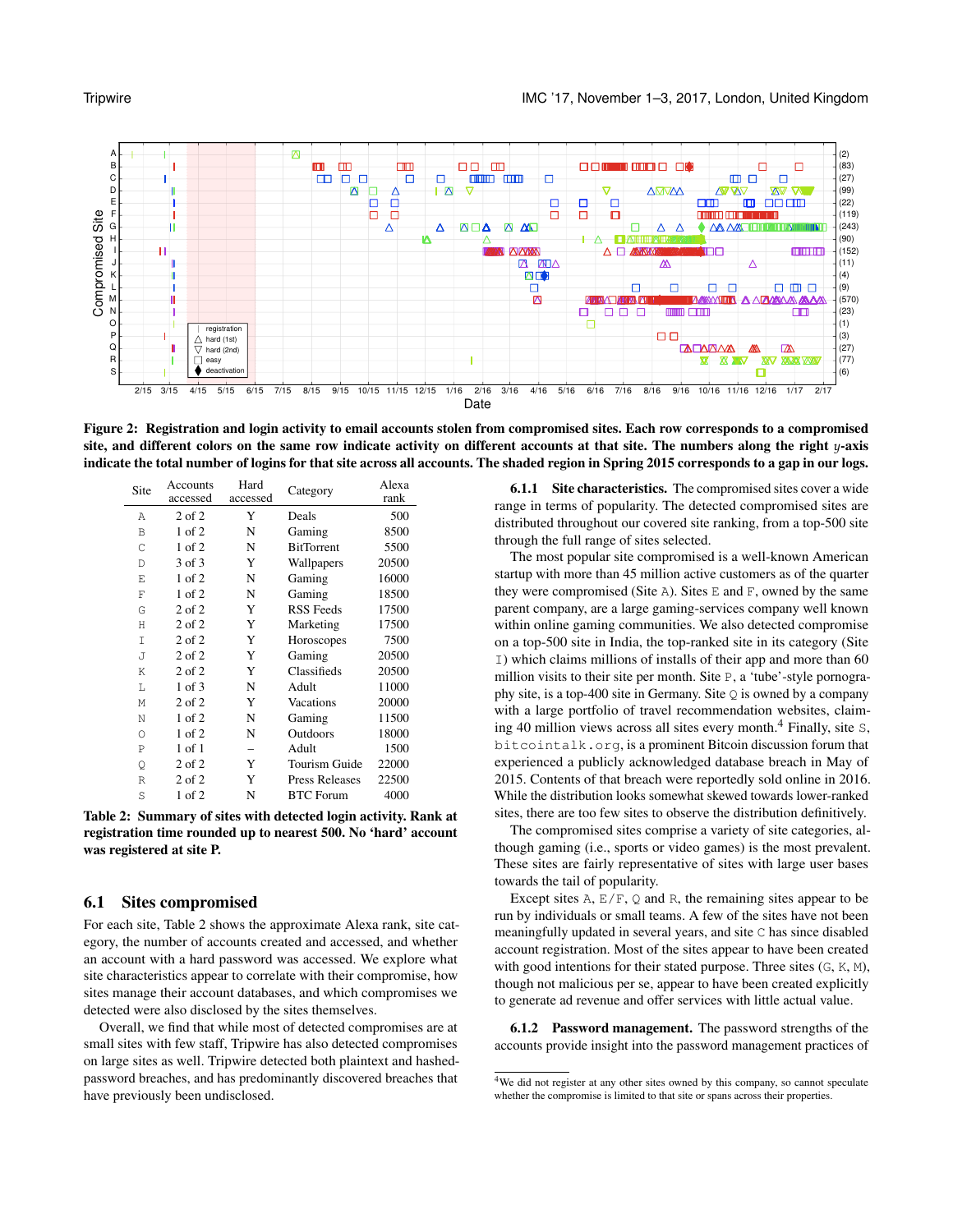Figure 2: Registration and login activity to email accounts stolen from compromised sites. Each row corresponds to a compromised site, and different colors on the same row indicate activity on different accounts at that site. The numbers along the right $y$-axis indicate the total number of logins for that site across all accounts. The shaded region in Spring 2015 corresponds to a gap in our logs.

| Site | Accounts accessed | Hard accessed | Category | Alexa rank |
|---|---|---|---|---|
| A | 2 of 2 | Y | Deals | 500 |
| B | 1 of 2 | N | Gaming | 8500 |
| C | 1 of 2 | N | BitTorrent | 5500 |
| D | 3 of 3 | Y | Wallpapers | 20500 |
| E | 1 of 2 | N | Gaming | 16000 |
| F | 1 of 2 | N | Gaming | 18500 |
| G | 2 of 2 | Y | RSS Feeds | 17500 |
| H | 2 of 2 | Y | Marketing | 17500 |
| I | 2 of 2 | Y | Horoscopes | 7500 |
| J | 2 of 2 | Y | Gaming | 20500 |
| K | 2 of 2 | Y | Classifieds | 20500 |
| L | 1 of 3 | N | Adult | 11000 |
| M | 2 of 2 | Y | Vacations | 20000 |
| N | 1 of 2 | N | Gaming | 11500 |
| O | 1 of 2 | N | Outdoors | 18000 |
| P | 1 of 1 | – | Adult | 1500 |
| Q | 2 of 2 | Y | Tourism Guide | 22000 |
| R | 2 of 2 | Y | Press Releases | 22500 |
| S | 1 of 2 | N | BTC Forum | 4000 |

Table 2: Summary of sites with detected login activity. Rank at registration time rounded up to nearest 500. No 'hard' account was registered at site P.

## 6.1 Sites compromised

For each site, Table 2 shows the approximate Alexa rank, site category, the number of accounts created and accessed, and whether an account with a hard password was accessed. We explore what site characteristics appear to correlate with their compromise, how sites manage their account databases, and which compromises we detected were also disclosed by the sites themselves.

Overall, we find that while most of detected compromises are at small sites with few staff, Tripwire has also detected compromises on large sites as well. Tripwire detected both plaintext and hashed-password breaches, and has predominantly discovered breaches that have previously been undisclosed.

### 6.1.1 Site characteristics.

The compromised sites cover a wide range in terms of popularity. The detected compromised sites are distributed throughout our covered site ranking, from a top-500 site through the full range of sites selected.

The most popular site compromised is a well-known American startup with more than 45 million active customers as of the quarter they were compromised (Site A). Sites E and F, owned by the same parent company, are a large gaming-services company well known within online gaming communities. We also detected compromise on a top-500 site in India, the top-ranked site in its category (Site I) which claims millions of installs of their app and more than 60 million visits to their site per month. Site P, a 'tube'-style pornography site, is a top-400 site in Germany. Site Q is owned by a company with a large portfolio of travel recommendation websites, claiming 40 million views across all sites every month.[4] Finally, site S, bitcointalk.org, is a prominent Bitcoin discussion forum that experienced a publicly acknowledged database breach in May of 2015. Contents of that breach were reportedly sold online in 2016. While the distribution looks somewhat skewed towards lower-ranked sites, there are too few sites to observe the distribution definitively.

The compromised sites comprise a variety of site categories, although gaming (i.e., sports or video games) is the most prevalent. These sites are fairly representative of sites with large user bases towards the tail of popularity.

Except sites A, E/F, Q and R, the remaining sites appear to be run by individuals or small teams. A few of the sites have not been meaningfully updated in several years, and site C has since disabled account registration. Most of the sites appear to have been created with good intentions for their stated purpose. Three sites (G, K, M), though not malicious per se, appear to have been created explicitly to generate ad revenue and offer services with little actual value.

### 6.1.2 Password management.

The password strengths of the accounts provide insight into the password management practices of

[4] We did not register at any other sites owned by this company, so cannot speculate whether the compromise is limited to that site or spans across their properties.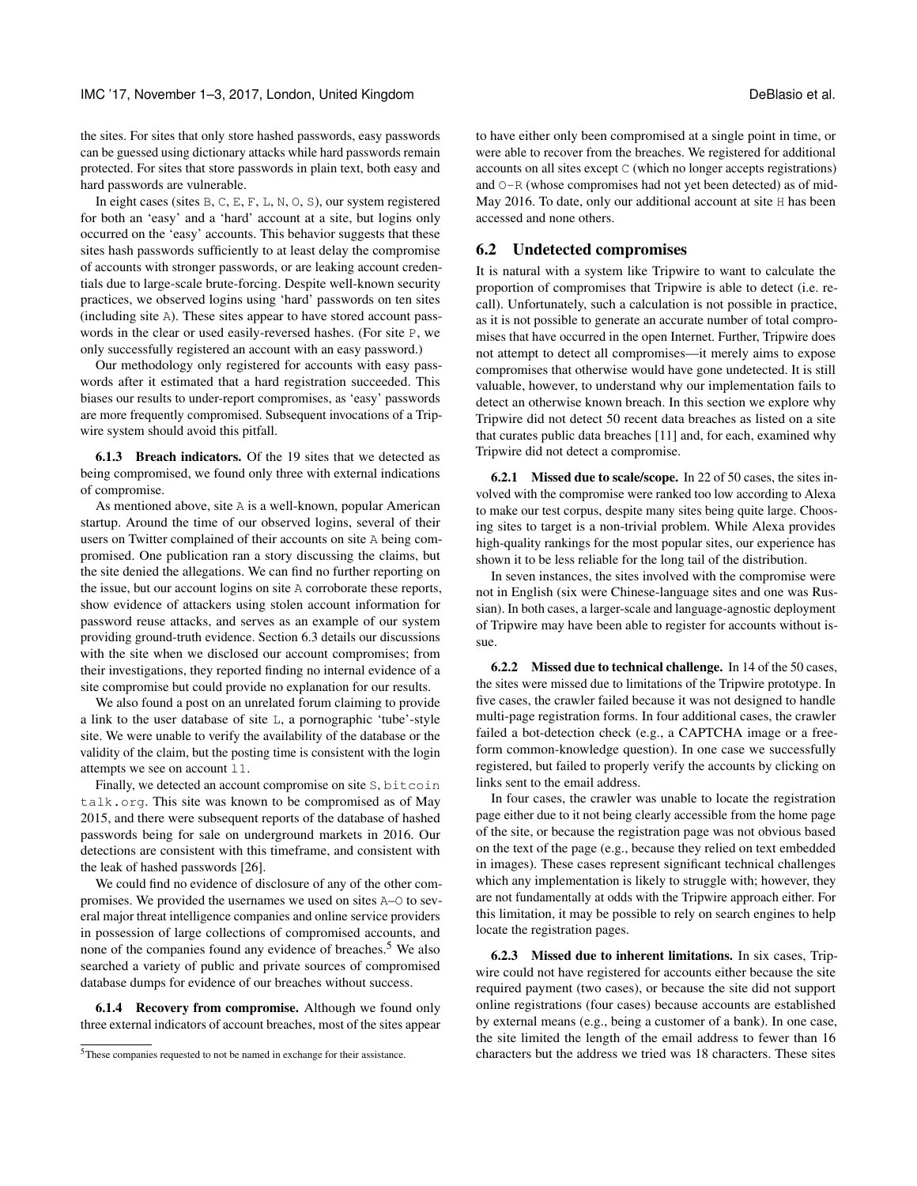the sites. For sites that only store hashed passwords, easy passwords can be guessed using dictionary attacks while hard passwords remain protected. For sites that store passwords in plain text, both easy and hard passwords are vulnerable.

In eight cases (sites B, C, E, F, L, N, O, S), our system registered for both an 'easy' and a 'hard' account at a site, but logins only occurred on the 'easy' accounts. This behavior suggests that these sites hash passwords sufficiently to at least delay the compromise of accounts with stronger passwords, or are leaking account credentials due to large-scale brute-forcing. Despite well-known security practices, we observed logins using 'hard' passwords on ten sites (including site A). These sites appear to have stored account passwords in the clear or used easily-reversed hashes. (For site P, we only successfully registered an account with an easy password.)

Our methodology only registered for accounts with easy passwords after it estimated that a hard registration succeeded. This biases our results to under-report compromises, as 'easy' passwords are more frequently compromised. Subsequent invocations of a Tripwire system should avoid this pitfall.

**6.1.3 Breach indicators.** Of the 19 sites that we detected as being compromised, we found only three with external indications of compromise.

As mentioned above, site A is a well-known, popular American startup. Around the time of our observed logins, several of their users on Twitter complained of their accounts on site A being compromised. One publication ran a story discussing the claims, but the site denied the allegations. We can find no further reporting on the issue, but our account logins on site A corroborate these reports, show evidence of attackers using stolen account information for password reuse attacks, and serves as an example of our system providing ground-truth evidence. Section 6.3 details our discussions with the site when we disclosed our account compromises; from their investigations, they reported finding no internal evidence of a site compromise but could provide no explanation for our results.

We also found a post on an unrelated forum claiming to provide a link to the user database of site L, a pornographic 'tube'-style site. We were unable to verify the availability of the database or the validity of the claim, but the posting time is consistent with the login attempts we see on account l1.

Finally, we detected an account compromise on site S, bitcointalk.org. This site was known to be compromised as of May 2015, and there were subsequent reports of the database of hashed passwords being for sale on underground markets in 2016. Our detections are consistent with this timeframe, and consistent with the leak of hashed passwords [26].

We could find no evidence of disclosure of any of the other compromises. We provided the usernames we used on sites A–O to several major threat intelligence companies and online service providers in possession of large collections of compromised accounts, and none of the companies found any evidence of breaches.[5] We also searched a variety of public and private sources of compromised database dumps for evidence of our breaches without success.

**6.1.4 Recovery from compromise.** Although we found only three external indicators of account breaches, most of the sites appear to have either only been compromised at a single point in time, or were able to recover from the breaches. We registered for additional accounts on all sites except C (which no longer accepts registrations) and O–R (whose compromises had not yet been detected) as of mid-May 2016. To date, only our additional account at site H has been accessed and none others.

[5] These companies requested to not be named in exchange for their assistance.

## 6.2 Undetected compromises

It is natural with a system like Tripwire to want to calculate the proportion of compromises that Tripwire is able to detect (i.e. recall). Unfortunately, such a calculation is not possible in practice, as it is not possible to generate an accurate number of total compromises that have occurred in the open Internet. Further, Tripwire does not attempt to detect all compromises—it merely aims to expose compromises that otherwise would have gone undetected. It is still valuable, however, to understand why our implementation fails to detect an otherwise known breach. In this section we explore why Tripwire did not detect 50 recent data breaches as listed on a site that curates public data breaches [11] and, for each, examined why Tripwire did not detect a compromise.

**6.2.1 Missed due to scale/scope.** In 22 of 50 cases, the sites involved with the compromise were ranked too low according to Alexa to make our test corpus, despite many sites being quite large. Choosing sites to target is a non-trivial problem. While Alexa provides high-quality rankings for the most popular sites, our experience has shown it to be less reliable for the long tail of the distribution.

In seven instances, the sites involved with the compromise were not in English (six were Chinese-language sites and one was Russian). In both cases, a larger-scale and language-agnostic deployment of Tripwire may have been able to register for accounts without issue.

**6.2.2 Missed due to technical challenge.** In 14 of the 50 cases, the sites were missed due to limitations of the Tripwire prototype. In five cases, the crawler failed because it was not designed to handle multi-page registration forms. In four additional cases, the crawler failed a bot-detection check (e.g., a CAPTCHA image or a free-form common-knowledge question). In one case we successfully registered, but failed to properly verify the accounts by clicking on links sent to the email address.

In four cases, the crawler was unable to locate the registration page either due to it not being clearly accessible from the home page of the site, or because the registration page was not obvious based on the text of the page (e.g., because they relied on text embedded in images). These cases represent significant technical challenges which any implementation is likely to struggle with; however, they are not fundamentally at odds with the Tripwire approach either. For this limitation, it may be possible to rely on search engines to help locate the registration pages.

**6.2.3 Missed due to inherent limitations.** In six cases, Tripwire could not have registered for accounts either because the site required payment (two cases), or because the site did not support online registrations (four cases) because accounts are established by external means (e.g., being a customer of a bank). In one case, the site limited the length of the email address to fewer than 16 characters but the address we tried was 18 characters. These sites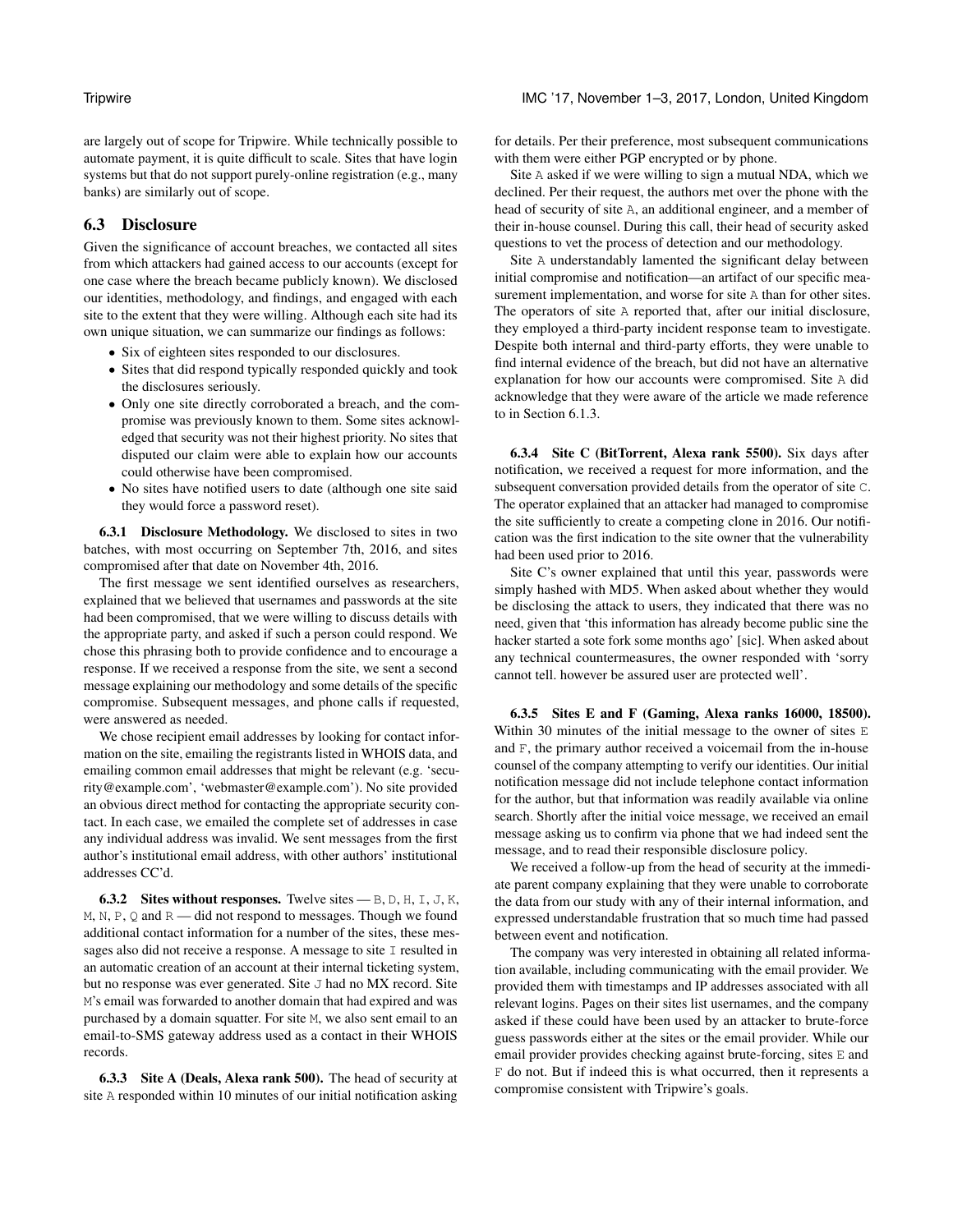are largely out of scope for Tripwire. While technically possible to automate payment, it is quite difficult to scale. Sites that have login systems but that do not support purely-online registration (e.g., many banks) are similarly out of scope.

## 6.3 Disclosure

Given the significance of account breaches, we contacted all sites from which attackers had gained access to our accounts (except for one case where the breach became publicly known). We disclosed our identities, methodology, and findings, and engaged with each site to the extent that they were willing. Although each site had its own unique situation, we can summarize our findings as follows:

- Six of eighteen sites responded to our disclosures.
- Sites that did respond typically responded quickly and took the disclosures seriously.
- Only one site directly corroborated a breach, and the compromise was previously known to them. Some sites acknowledged that security was not their highest priority. No sites that disputed our claim were able to explain how our accounts could otherwise have been compromised.
- No sites have notified users to date (although one site said they would force a password reset).

**6.3.1 Disclosure Methodology.** We disclosed to sites in two batches, with most occurring on September 7th, 2016, and sites compromised after that date on November 4th, 2016.

The first message we sent identified ourselves as researchers, explained that we believed that usernames and passwords at the site had been compromised, that we were willing to discuss details with the appropriate party, and asked if such a person could respond. We chose this phrasing both to provide confidence and to encourage a response. If we received a response from the site, we sent a second message explaining our methodology and some details of the specific compromise. Subsequent messages, and phone calls if requested, were answered as needed.

We chose recipient email addresses by looking for contact information on the site, emailing the registrants listed in WHOIS data, and emailing common email addresses that might be relevant (e.g. 'security@example.com', 'webmaster@example.com'). No site provided an obvious direct method for contacting the appropriate security contact. In each case, we emailed the complete set of addresses in case any individual address was invalid. We sent messages from the first author's institutional email address, with other authors' institutional addresses CC'd.

**6.3.2 Sites without responses.** Twelve sites — B, D, H, I, J, K, M, N, P, Q and R — did not respond to messages. Though we found additional contact information for a number of the sites, these messages also did not receive a response. A message to site I resulted in an automatic creation of an account at their internal ticketing system, but no response was ever generated. Site J had no MX record. Site M's email was forwarded to another domain that had expired and was purchased by a domain squatter. For site M, we also sent email to an email-to-SMS gateway address used as a contact in their WHOIS records.

**6.3.3 Site A (Deals, Alexa rank 500).** The head of security at site A responded within 10 minutes of our initial notification asking for details. Per their preference, most subsequent communications with them were either PGP encrypted or by phone.

Site A asked if we were willing to sign a mutual NDA, which we declined. Per their request, the authors met over the phone with the head of security of site A, an additional engineer, and a member of their in-house counsel. During this call, their head of security asked questions to vet the process of detection and our methodology.

Site A understandably lamented the significant delay between initial compromise and notification—an artifact of our specific measurement implementation, and worse for site A than for other sites. The operators of site A reported that, after our initial disclosure, they employed a third-party incident response team to investigate. Despite both internal and third-party efforts, they were unable to find internal evidence of the breach, but did not have an alternative explanation for how our accounts were compromised. Site A did acknowledge that they were aware of the article we made reference to in Section 6.1.3.

**6.3.4 Site C (BitTorrent, Alexa rank 5500).** Six days after notification, we received a request for more information, and the subsequent conversation provided details from the operator of site C. The operator explained that an attacker had managed to compromise the site sufficiently to create a competing clone in 2016. Our notification was the first indication to the site owner that the vulnerability had been used prior to 2016.

Site C's owner explained that until this year, passwords were simply hashed with MD5. When asked about whether they would be disclosing the attack to users, they indicated that there was no need, given that 'this information has already become public sine the hacker started a sote fork some months ago' [sic]. When asked about any technical countermeasures, the owner responded with 'sorry cannot tell. however be assured user are protected well'.

**6.3.5 Sites E and F (Gaming, Alexa ranks 16000, 18500).** Within 30 minutes of the initial message to the owner of sites E and F, the primary author received a voicemail from the in-house counsel of the company attempting to verify our identities. Our initial notification message did not include telephone contact information for the author, but that information was readily available via online search. Shortly after the initial voice message, we received an email message asking us to confirm via phone that we had indeed sent the message, and to read their responsible disclosure policy.

We received a follow-up from the head of security at the immediate parent company explaining that they were unable to corroborate the data from our study with any of their internal information, and expressed understandable frustration that so much time had passed between event and notification.

The company was very interested in obtaining all related information available, including communicating with the email provider. We provided them with timestamps and IP addresses associated with all relevant logins. Pages on their sites list usernames, and the company asked if these could have been used by an attacker to brute-force guess passwords either at the sites or the email provider. While our email provider provides checking against brute-forcing, sites E and F do not. But if indeed this is what occurred, then it represents a compromise consistent with Tripwire's goals.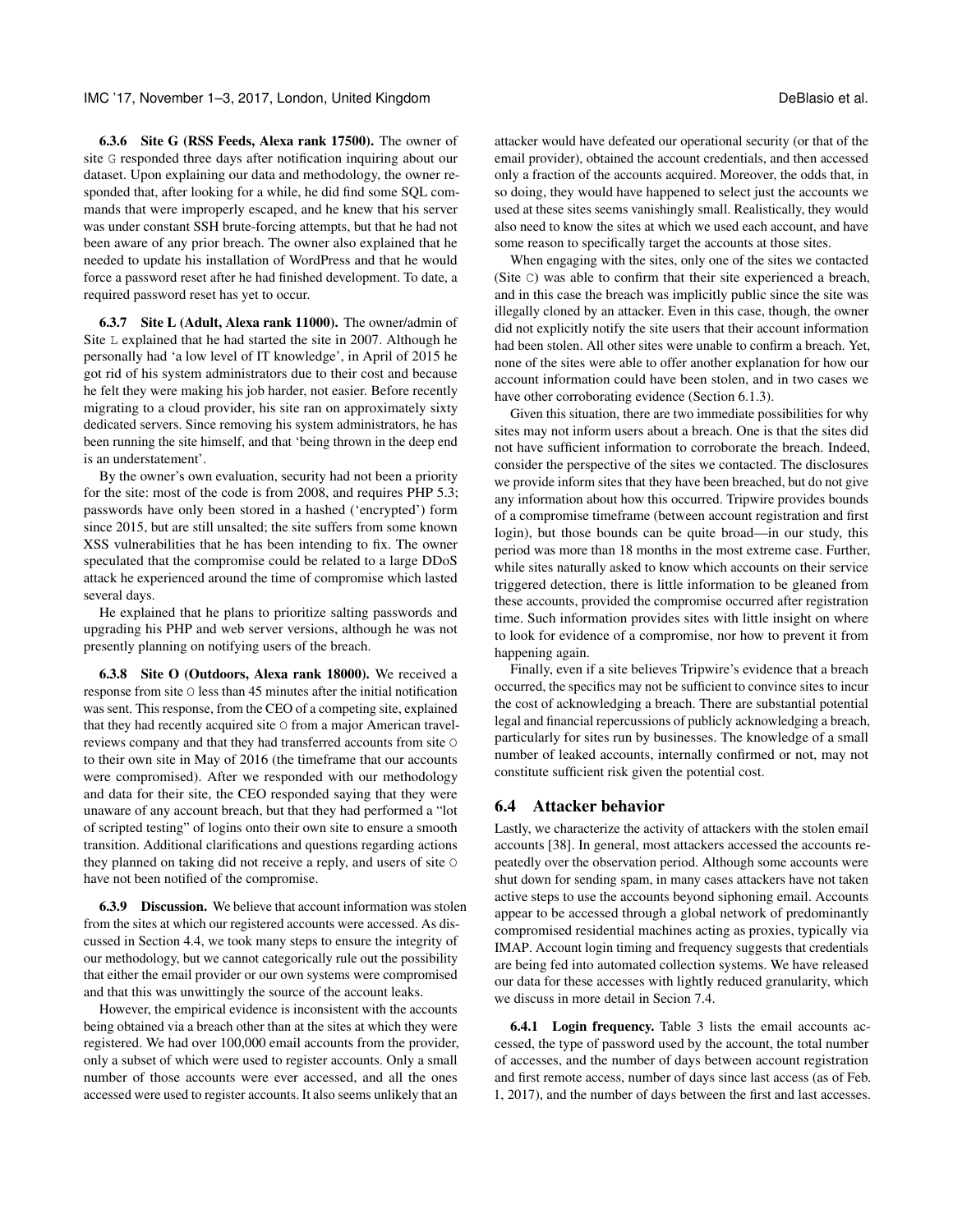#### 6.3.6 Site G (RSS Feeds, Alexa rank 17500).

The owner of site G responded three days after notification inquiring about our dataset. Upon explaining our data and methodology, the owner responded that, after looking for a while, he did find some SQL commands that were improperly escaped, and he knew that his server was under constant SSH brute-forcing attempts, but that he had not been aware of any prior breach. The owner also explained that he needed to update his installation of WordPress and that he would force a password reset after he had finished development. To date, a required password reset has yet to occur.

#### 6.3.7 Site L (Adult, Alexa rank 11000).

The owner/admin of Site L explained that he had started the site in 2007. Although he personally had 'a low level of IT knowledge', in April of 2015 he got rid of his system administrators due to their cost and because he felt they were making his job harder, not easier. Before recently migrating to a cloud provider, his site ran on approximately sixty dedicated servers. Since removing his system administrators, he has been running the site himself, and that 'being thrown in the deep end is an understatement'.

By the owner's own evaluation, security had not been a priority for the site: most of the code is from 2008, and requires PHP 5.3; passwords have only been stored in a hashed ('encrypted') form since 2015, but are still unsalted; the site suffers from some known XSS vulnerabilities that he has been intending to fix. The owner speculated that the compromise could be related to a large DDoS attack he experienced around the time of compromise which lasted several days.

He explained that he plans to prioritize salting passwords and upgrading his PHP and web server versions, although he was not presently planning on notifying users of the breach.

#### 6.3.8 Site O (Outdoors, Alexa rank 18000).

We received a response from site O less than 45 minutes after the initial notification was sent. This response, from the CEO of a competing site, explained that they had recently acquired site O from a major American travel-reviews company and that they had transferred accounts from site O to their own site in May of 2016 (the timeframe that our accounts were compromised). After we responded with our methodology and data for their site, the CEO responded saying that they were unaware of any account breach, but that they had performed a "lot of scripted testing" of logins onto their own site to ensure a smooth transition. Additional clarifications and questions regarding actions they planned on taking did not receive a reply, and users of site O have not been notified of the compromise.

#### 6.3.9 Discussion.

We believe that account information was stolen from the sites at which our registered accounts were accessed. As discussed in Section 4.4, we took many steps to ensure the integrity of our methodology, but we cannot categorically rule out the possibility that either the email provider or our own systems were compromised and that this was unwittingly the source of the account leaks.

However, the empirical evidence is inconsistent with the accounts being obtained via a breach other than at the sites at which they were registered. We had over 100,000 email accounts from the provider, only a subset of which were used to register accounts. Only a small number of those accounts were ever accessed, and all the ones accessed were used to register accounts. It also seems unlikely that an attacker would have defeated our operational security (or that of the email provider), obtained the account credentials, and then accessed only a fraction of the accounts acquired. Moreover, the odds that, in so doing, they would have happened to select just the accounts we used at these sites seems vanishingly small. Realistically, they would also need to know the sites at which we used each account, and have some reason to specifically target the accounts at those sites.

When engaging with the sites, only one of the sites we contacted (Site C) was able to confirm that their site experienced a breach, and in this case the breach was implicitly public since the site was illegally cloned by an attacker. Even in this case, though, the owner did not explicitly notify the site users that their account information had been stolen. All other sites were unable to confirm a breach. Yet, none of the sites were able to offer another explanation for how our account information could have been stolen, and in two cases we have other corroborating evidence (Section 6.1.3).

Given this situation, there are two immediate possibilities for why sites may not inform users about a breach. One is that the sites did not have sufficient information to corroborate the breach. Indeed, consider the perspective of the sites we contacted. The disclosures we provide inform sites that they have been breached, but do not give any information about how this occurred. Tripwire provides bounds of a compromise timeframe (between account registration and first login), but those bounds can be quite broad—in our study, this period was more than 18 months in the most extreme case. Further, while sites naturally asked to know which accounts on their service triggered detection, there is little information to be gleaned from these accounts, provided the compromise occurred after registration time. Such information provides sites with little insight on where to look for evidence of a compromise, nor how to prevent it from happening again.

Finally, even if a site believes Tripwire's evidence that a breach occurred, the specifics may not be sufficient to convince sites to incur the cost of acknowledging a breach. There are substantial potential legal and financial repercussions of publicly acknowledging a breach, particularly for sites run by businesses. The knowledge of a small number of leaked accounts, internally confirmed or not, may not constitute sufficient risk given the potential cost.

### 6.4 Attacker behavior

Lastly, we characterize the activity of attackers with the stolen email accounts [38]. In general, most attackers accessed the accounts repeatedly over the observation period. Although some accounts were shut down for sending spam, in many cases attackers have not taken active steps to use the accounts beyond siphoning email. Accounts appear to be accessed through a global network of predominantly compromised residential machines acting as proxies, typically via IMAP. Account login timing and frequency suggests that credentials are being fed into automated collection systems. We have released our data for these accesses with lightly reduced granularity, which we discuss in more detail in Secion 7.4.

#### 6.4.1 Login frequency.

Table 3 lists the email accounts accessed, the type of password used by the account, the total number of accesses, and the number of days between account registration and first remote access, number of days since last access (as of Feb. 1, 2017), and the number of days between the first and last accesses.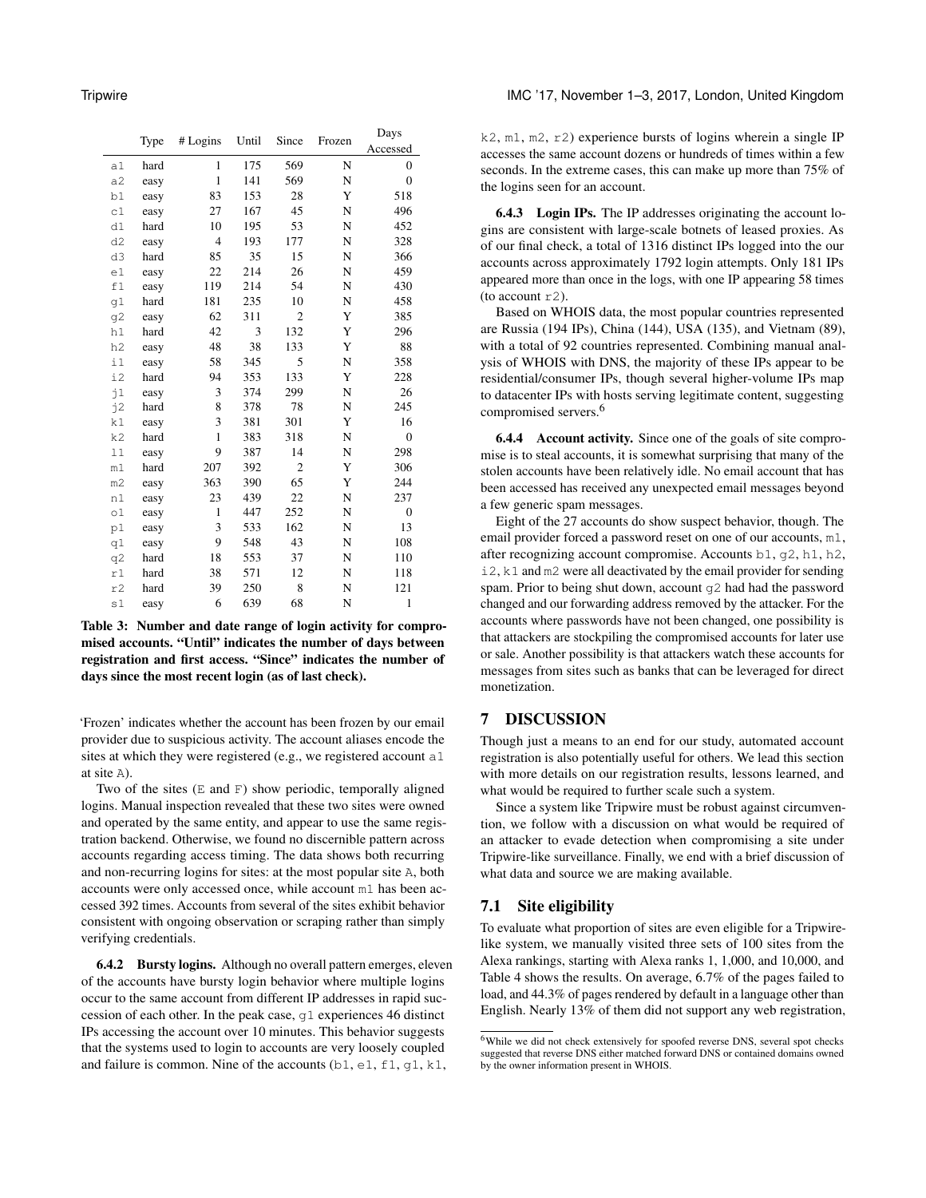| | Type | # Logins | Until | Since | Frozen | Days Accessed |
|---|---|---|---|---|---|---|
| a1 | hard | 1 | 175 | 569 | N | 0 |
| a2 | easy | 1 | 141 | 569 | N | 0 |
| b1 | easy | 83 | 153 | 28 | Y | 518 |
| c1 | easy | 27 | 167 | 45 | N | 496 |
| d1 | hard | 10 | 195 | 53 | N | 452 |
| d2 | easy | 4 | 193 | 177 | N | 328 |
| d3 | hard | 85 | 35 | 15 | N | 366 |
| e1 | easy | 22 | 214 | 26 | N | 459 |
| f1 | easy | 119 | 214 | 54 | N | 430 |
| g1 | hard | 181 | 235 | 10 | N | 458 |
| g2 | easy | 62 | 311 | 2 | Y | 385 |
| h1 | hard | 42 | 3 | 132 | Y | 296 |
| h2 | easy | 48 | 38 | 133 | Y | 88 |
| i1 | easy | 58 | 345 | 5 | N | 358 |
| i2 | hard | 94 | 353 | 133 | Y | 228 |
| j1 | easy | 3 | 374 | 299 | N | 26 |
| j2 | hard | 8 | 378 | 78 | N | 245 |
| k1 | easy | 3 | 381 | 301 | Y | 16 |
| k2 | hard | 1 | 383 | 318 | N | 0 |
| l1 | easy | 9 | 387 | 14 | N | 298 |
| m1 | hard | 207 | 392 | 2 | Y | 306 |
| m2 | easy | 363 | 390 | 65 | Y | 244 |
| n1 | easy | 23 | 439 | 22 | N | 237 |
| o1 | easy | 1 | 447 | 252 | N | 0 |
| p1 | easy | 3 | 533 | 162 | N | 13 |
| q1 | easy | 9 | 548 | 43 | N | 108 |
| q2 | hard | 18 | 553 | 37 | N | 110 |
| r1 | hard | 38 | 571 | 12 | N | 118 |
| r2 | hard | 39 | 250 | 8 | N | 121 |
| s1 | easy | 6 | 639 | 68 | N | 1 |

**Table 3: Number and date range of login activity for compromised accounts. "Until" indicates the number of days between registration and first access. "Since" indicates the number of days since the most recent login (as of last check).**

'Frozen' indicates whether the account has been frozen by our email provider due to suspicious activity. The account aliases encode the sites at which they were registered (e.g., we registered account a1 at site A).

Two of the sites (E and F) show periodic, temporally aligned logins. Manual inspection revealed that these two sites were owned and operated by the same entity, and appear to use the same registration backend. Otherwise, we found no discernible pattern across accounts regarding access timing. The data shows both recurring and non-recurring logins for sites: at the most popular site A, both accounts were only accessed once, while account m1 has been accessed 392 times. Accounts from several of the sites exhibit behavior consistent with ongoing observation or scraping rather than simply verifying credentials.

**6.4.2 Bursty logins.** Although no overall pattern emerges, eleven of the accounts have bursty login behavior where multiple logins occur to the same account from different IP addresses in rapid succession of each other. In the peak case, g1 experiences 46 distinct IPs accessing the account over 10 minutes. This behavior suggests that the systems used to login to accounts are very loosely coupled and failure is common. Nine of the accounts (b1, e1, f1, g1, k1, k2, m1, m2, r2) experience bursts of logins wherein a single IP accesses the same account dozens or hundreds of times within a few seconds. In the extreme cases, this can make up more than 75% of the logins seen for an account.

**6.4.3 Login IPs.** The IP addresses originating the account logins are consistent with large-scale botnets of leased proxies. As of our final check, a total of 1316 distinct IPs logged into the our accounts across approximately 1792 login attempts. Only 181 IPs appeared more than once in the logs, with one IP appearing 58 times (to account r2).

Based on WHOIS data, the most popular countries represented are Russia (194 IPs), China (144), USA (135), and Vietnam (89), with a total of 92 countries represented. Combining manual analysis of WHOIS with DNS, the majority of these IPs appear to be residential/consumer IPs, though several higher-volume IPs map to datacenter IPs with hosts serving legitimate content, suggesting compromised servers.[6]

**6.4.4 Account activity.** Since one of the goals of site compromise is to steal accounts, it is somewhat surprising that many of the stolen accounts have been relatively idle. No email account that has been accessed has received any unexpected email messages beyond a few generic spam messages.

Eight of the 27 accounts do show suspect behavior, though. The email provider forced a password reset on one of our accounts, m1, after recognizing account compromise. Accounts b1, g2, h1, h2, i2, k1 and m2 were all deactivated by the email provider for sending spam. Prior to being shut down, account g2 had had the password changed and our forwarding address removed by the attacker. For the accounts where passwords have not been changed, one possibility is that attackers are stockpiling the compromised accounts for later use or sale. Another possibility is that attackers watch these accounts for messages from sites such as banks that can be leveraged for direct monetization.

# 7 DISCUSSION

Though just a means to an end for our study, automated account registration is also potentially useful for others. We lead this section with more details on our registration results, lessons learned, and what would be required to further scale such a system.

Since a system like Tripwire must be robust against circumvention, we follow with a discussion on what would be required of an attacker to evade detection when compromising a site under Tripwire-like surveillance. Finally, we end with a brief discussion of what data and source we are making available.

## 7.1 Site eligibility

To evaluate what proportion of sites are even eligible for a Tripwire-like system, we manually visited three sets of 100 sites from the Alexa rankings, starting with Alexa ranks 1, 1,000, and 10,000, and Table 4 shows the results. On average, 6.7% of the pages failed to load, and 44.3% of pages rendered by default in a language other than English. Nearly 13% of them did not support any web registration,

[6] While we did not check extensively for spoofed reverse DNS, several spot checks suggested that reverse DNS either matched forward DNS or contained domains owned by the owner information present in WHOIS.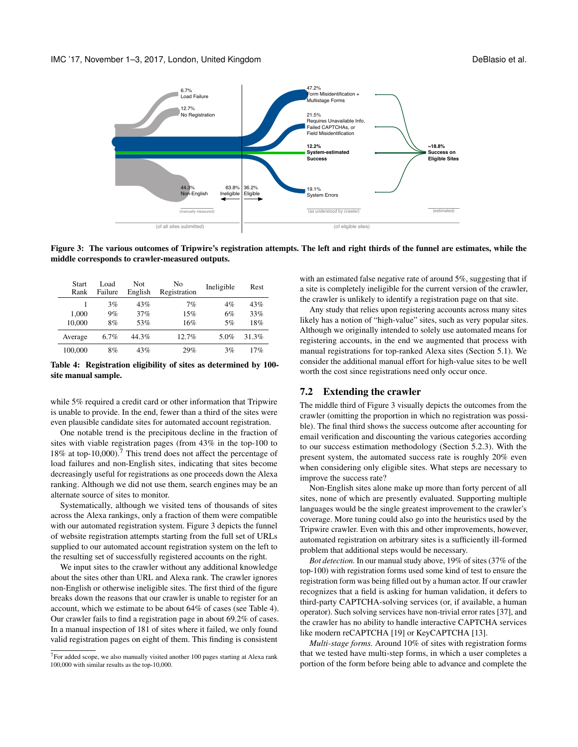Figure 3: The various outcomes of Tripwire's registration attempts. The left and right thirds of the funnel are estimates, while the middle corresponds to crawler-measured outputs.

| Start Rank | Load Failure | Not English | No Registration | Ineligible | Rest |
|---|---|---|---|---|---|
| 1 | 3% | 43% | 7% | 4% | 43% |
| 1,000 | 9% | 37% | 15% | 6% | 33% |
| 10,000 | 8% | 53% | 16% | 5% | 18% |
| Average | 6.7% | 44.3% | 12.7% | 5.0% | 31.3% |
| 100,000 | 8% | 43% | 29% | 3% | 17% |

Table 4: Registration eligibility of sites as determined by 100-site manual sample.

while 5% required a credit card or other information that Tripwire is unable to provide. In the end, fewer than a third of the sites were even plausible candidate sites for automated account registration.

One notable trend is the precipitous decline in the fraction of sites with viable registration pages (from 43% in the top-100 to 18% at top-10,000).[7] This trend does not affect the percentage of load failures and non-English sites, indicating that sites become decreasingly useful for registrations as one proceeds down the Alexa ranking. Although we did not use them, search engines may be an alternate source of sites to monitor.

Systematically, although we visited tens of thousands of sites across the Alexa rankings, only a fraction of them were compatible with our automated registration system. Figure 3 depicts the funnel of website registration attempts starting from the full set of URLs supplied to our automated account registration system on the left to the resulting set of successfully registered accounts on the right.

We input sites to the crawler without any additional knowledge about the sites other than URL and Alexa rank. The crawler ignores non-English or otherwise ineligible sites. The first third of the figure breaks down the reasons that our crawler is unable to register for an account, which we estimate to be about 64% of cases (see Table 4). Our crawler fails to find a registration page in about 69.2% of cases. In a manual inspection of 181 of sites where it failed, we only found valid registration pages on eight of them. This finding is consistent with an estimated false negative rate of around 5%, suggesting that if a site is completely ineligible for the current version of the crawler, the crawler is unlikely to identify a registration page on that site.

Any study that relies upon registering accounts across many sites likely has a notion of "high-value" sites, such as very popular sites. Although we originally intended to solely use automated means for registering accounts, in the end we augmented that process with manual registrations for top-ranked Alexa sites (Section 5.1). We consider the additional manual effort for high-value sites to be well worth the cost since registrations need only occur once.

## 7.2 Extending the crawler

The middle third of Figure 3 visually depicts the outcomes from the crawler (omitting the proportion in which no registration was possible). The final third shows the success outcome after accounting for email verification and discounting the various categories according to our success estimation methodology (Section 5.2.3). With the present system, the automated success rate is roughly 20% even when considering only eligible sites. What steps are necessary to improve the success rate?

Non-English sites alone make up more than forty percent of all sites, none of which are presently evaluated. Supporting multiple languages would be the single greatest improvement to the crawler's coverage. More tuning could also go into the heuristics used by the Tripwire crawler. Even with this and other improvements, however, automated registration on arbitrary sites is a sufficiently ill-formed problem that additional steps would be necessary.

*Bot detection.* In our manual study above, 19% of sites (37% of the top-100) with registration forms used some kind of test to ensure the registration form was being filled out by a human actor. If our crawler recognizes that a field is asking for human validation, it defers to third-party CAPTCHA-solving services (or, if available, a human operator). Such solving services have non-trivial error rates [37], and the crawler has no ability to handle interactive CAPTCHA services like modern reCAPTCHA [19] or KeyCAPTCHA [13].

*Multi-stage forms.* Around 10% of sites with registration forms that we tested have multi-step forms, in which a user completes a portion of the form before being able to advance and complete the

[7] For added scope, we also manually visited another 100 pages starting at Alexa rank 100,000 with similar results as the top-10,000.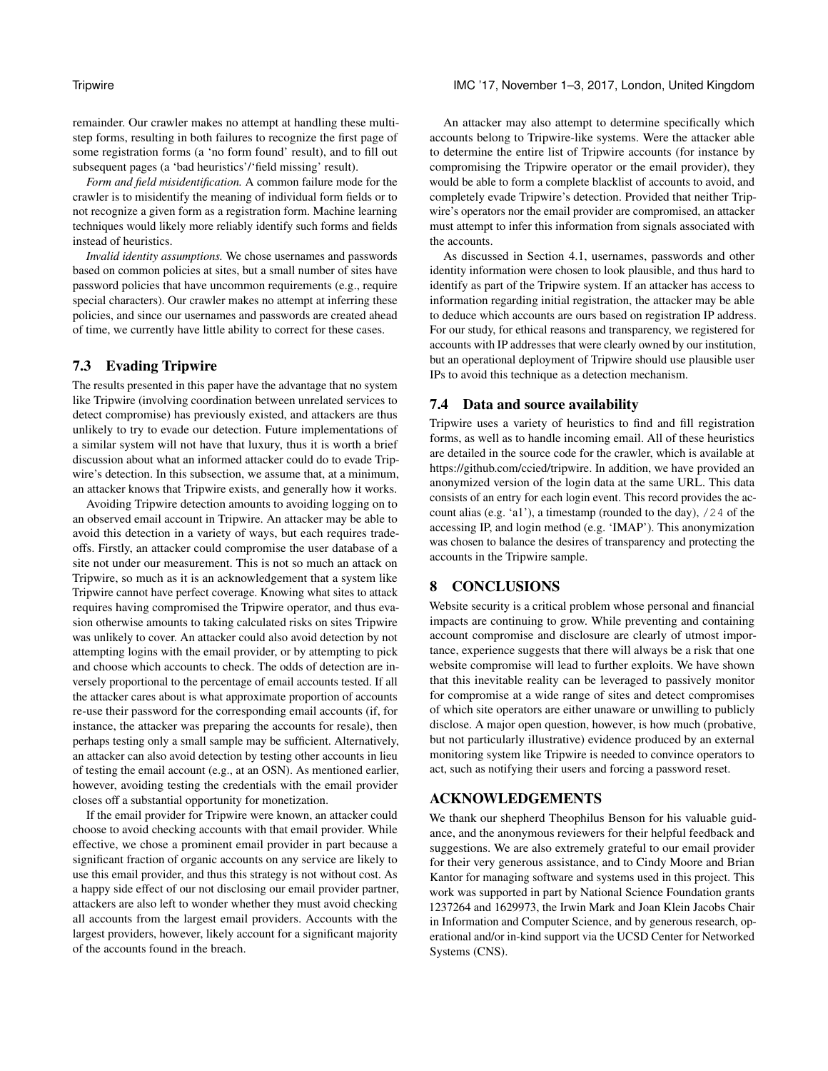remainder. Our crawler makes no attempt at handling these multi-step forms, resulting in both failures to recognize the first page of some registration forms (a 'no form found' result), and to fill out subsequent pages (a 'bad heuristics'/'field missing' result).

*Form and field misidentification.* A common failure mode for the crawler is to misidentify the meaning of individual form fields or to not recognize a given form as a registration form. Machine learning techniques would likely more reliably identify such forms and fields instead of heuristics.

*Invalid identity assumptions.* We chose usernames and passwords based on common policies at sites, but a small number of sites have password policies that have uncommon requirements (e.g., require special characters). Our crawler makes no attempt at inferring these policies, and since our usernames and passwords are created ahead of time, we currently have little ability to correct for these cases.

### 7.3 Evading Tripwire

The results presented in this paper have the advantage that no system like Tripwire (involving coordination between unrelated services to detect compromise) has previously existed, and attackers are thus unlikely to try to evade our detection. Future implementations of a similar system will not have that luxury, thus it is worth a brief discussion about what an informed attacker could do to evade Tripwire's detection. In this subsection, we assume that, at a minimum, an attacker knows that Tripwire exists, and generally how it works.

Avoiding Tripwire detection amounts to avoiding logging on to an observed email account in Tripwire. An attacker may be able to avoid this detection in a variety of ways, but each requires trade-offs. Firstly, an attacker could compromise the user database of a site not under our measurement. This is not so much an attack on Tripwire, so much as it is an acknowledgement that a system like Tripwire cannot have perfect coverage. Knowing what sites to attack requires having compromised the Tripwire operator, and thus evasion otherwise amounts to taking calculated risks on sites Tripwire was unlikely to cover. An attacker could also avoid detection by not attempting logins with the email provider, or by attempting to pick and choose which accounts to check. The odds of detection are inversely proportional to the percentage of email accounts tested. If all the attacker cares about is what approximate proportion of accounts re-use their password for the corresponding email accounts (if, for instance, the attacker was preparing the accounts for resale), then perhaps testing only a small sample may be sufficient. Alternatively, an attacker can also avoid detection by testing other accounts in lieu of testing the email account (e.g., at an OSN). As mentioned earlier, however, avoiding testing the credentials with the email provider closes off a substantial opportunity for monetization.

If the email provider for Tripwire were known, an attacker could choose to avoid checking accounts with that email provider. While effective, we chose a prominent email provider in part because a significant fraction of organic accounts on any service are likely to use this email provider, and thus this strategy is not without cost. As a happy side effect of our not disclosing our email provider partner, attackers are also left to wonder whether they must avoid checking all accounts from the largest email providers. Accounts with the largest providers, however, likely account for a significant majority of the accounts found in the breach.

An attacker may also attempt to determine specifically which accounts belong to Tripwire-like systems. Were the attacker able to determine the entire list of Tripwire accounts (for instance by compromising the Tripwire operator or the email provider), they would be able to form a complete blacklist of accounts to avoid, and completely evade Tripwire's detection. Provided that neither Tripwire's operators nor the email provider are compromised, an attacker must attempt to infer this information from signals associated with the accounts.

As discussed in Section 4.1, usernames, passwords and other identity information were chosen to look plausible, and thus hard to identify as part of the Tripwire system. If an attacker has access to information regarding initial registration, the attacker may be able to deduce which accounts are ours based on registration IP address. For our study, for ethical reasons and transparency, we registered for accounts with IP addresses that were clearly owned by our institution, but an operational deployment of Tripwire should use plausible user IPs to avoid this technique as a detection mechanism.

### 7.4 Data and source availability

Tripwire uses a variety of heuristics to find and fill registration forms, as well as to handle incoming email. All of these heuristics are detailed in the source code for the crawler, which is available at https://github.com/ccied/tripwire. In addition, we have provided an anonymized version of the login data at the same URL. This data consists of an entry for each login event. This record provides the account alias (e.g. 'a1'), a timestamp (rounded to the day), `/24` of the accessing IP, and login method (e.g. 'IMAP'). This anonymization was chosen to balance the desires of transparency and protecting the accounts in the Tripwire sample.

## 8 CONCLUSIONS

Website security is a critical problem whose personal and financial impacts are continuing to grow. While preventing and containing account compromise and disclosure are clearly of utmost importance, experience suggests that there will always be a risk that one website compromise will lead to further exploits. We have shown that this inevitable reality can be leveraged to passively monitor for compromise at a wide range of sites and detect compromises of which site operators are either unaware or unwilling to publicly disclose. A major open question, however, is how much (probative, but not particularly illustrative) evidence produced by an external monitoring system like Tripwire is needed to convince operators to act, such as notifying their users and forcing a password reset.

## ACKNOWLEDGEMENTS

We thank our shepherd Theophilus Benson for his valuable guidance, and the anonymous reviewers for their helpful feedback and suggestions. We are also extremely grateful to our email provider for their very generous assistance, and to Cindy Moore and Brian Kantor for managing software and systems used in this project. This work was supported in part by National Science Foundation grants 1237264 and 1629973, the Irwin Mark and Joan Klein Jacobs Chair in Information and Computer Science, and by generous research, operational and/or in-kind support via the UCSD Center for Networked Systems (CNS).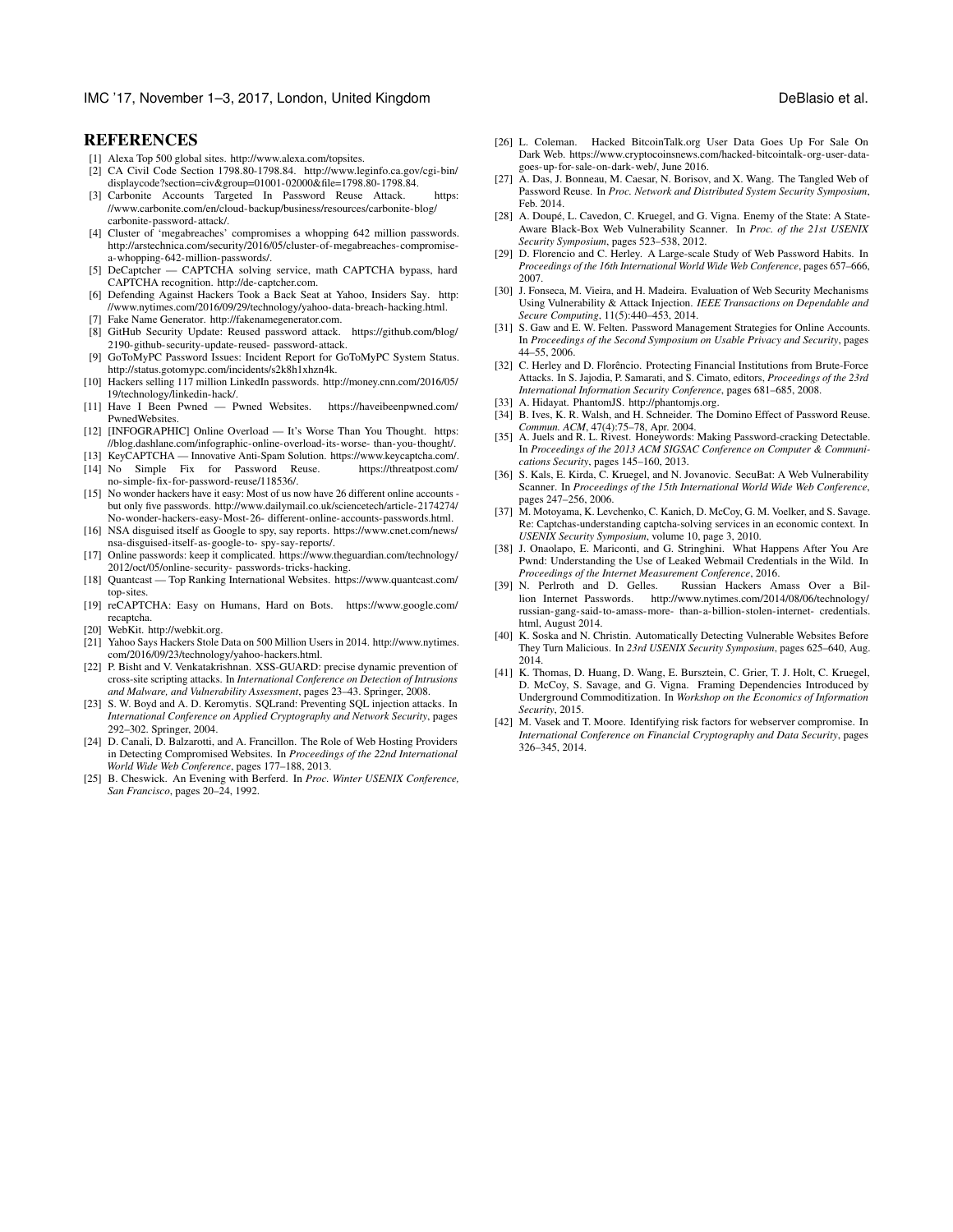## REFERENCES

- [1] Alexa Top 500 global sites. http://www.alexa.com/topsites.
- [2] CA Civil Code Section 1798.80-1798.84. http://www.leginfo.ca.gov/cgi-bin/displaycode?section=civ&group=01001-02000&file=1798.80-1798.84.
- [3] Carbonite Accounts Targeted In Password Reuse Attack. https://www.carbonite.com/en/cloud-backup/business/resources/carbonite-blog/carbonite-password-attack/.
- [4] Cluster of 'megabreaches' compromises a whopping 642 million passwords. http://arstechnica.com/security/2016/05/cluster-of-megabreaches-compromise-a-whopping-642-million-passwords/.
- [5] DeCaptcher — CAPTCHA solving service, math CAPTCHA bypass, hard CAPTCHA recognition. http://de-captcher.com.
- [6] Defending Against Hackers Took a Back Seat at Yahoo, Insiders Say. http://www.nytimes.com/2016/09/29/technology/yahoo-data-breach-hacking.html.
- [7] Fake Name Generator. http://fakenamegenerator.com.
- [8] GitHub Security Update: Reused password attack. https://github.com/blog/2190-github-security-update-reused-password-attack.
- [9] GoToMyPC Password Issues: Incident Report for GoToMyPC System Status. http://status.gotomypc.com/incidents/s2k8h1xhzn4k.
- [10] Hackers selling 117 million LinkedIn passwords. http://money.cnn.com/2016/05/19/technology/linkedin-hack/.
- [11] Have I Been Pwned — Pwned Websites. https://haveibeenpwned.com/PwnedWebsites.
- [12] [INFOGRAPHIC] Online Overload — It's Worse Than You Thought. https://blog.dashlane.com/infographic-online-overload-its-worse-than-you-thought/.
- [13] KeyCAPTCHA — Innovative Anti-Spam Solution. https://www.keycaptcha.com/.
- [14] No Simple Fix for Password Reuse. https://threatpost.com/no-simple-fix-for-password-reuse/118536/.
- [15] No wonder hackers have it easy: Most of us now have 26 different online accounts - but only five passwords. http://www.dailymail.co.uk/sciencetech/article-2174274/No-wonder-hackers-easy-Most-26-different-online-accounts-passwords.html.
- [16] NSA disguised itself as Google to spy, say reports. https://www.cnet.com/news/nsa-disguised-itself-as-google-to-spy-say-reports/.
- [17] Online passwords: keep it complicated. https://www.theguardian.com/technology/2012/oct/05/online-security-passwords-tricks-hacking.
- [18] Quantcast — Top Ranking International Websites. https://www.quantcast.com/top-sites.
- [19] reCAPTCHA: Easy on Humans, Hard on Bots. https://www.google.com/recaptcha.
- [20] WebKit. http://webkit.org.
- [21] Yahoo Says Hackers Stole Data on 500 Million Users in 2014. http://www.nytimes.com/2016/09/23/technology/yahoo-hackers.html.
- [22] P. Bisht and V. Venkatakrishnan. XSS-GUARD: precise dynamic prevention of cross-site scripting attacks. In *International Conference on Detection of Intrusions and Malware, and Vulnerability Assessment*, pages 23–43. Springer, 2008.
- [23] S. W. Boyd and A. D. Keromytis. SQLrand: Preventing SQL injection attacks. In *International Conference on Applied Cryptography and Network Security*, pages 292–302. Springer, 2004.
- [24] D. Canali, D. Balzarotti, and A. Francillon. The Role of Web Hosting Providers in Detecting Compromised Websites. In *Proceedings of the 22nd International World Wide Web Conference*, pages 177–188, 2013.
- [25] B. Cheswick. An Evening with Berferd. In *Proc. Winter USENIX Conference, San Francisco*, pages 20–24, 1992.
- [26] L. Coleman. Hacked BitcoinTalk.org User Data Goes Up For Sale On Dark Web. https://www.cryptocoinsnews.com/hacked-bitcointalk-org-user-data-goes-up-for-sale-on-dark-web/, June 2016.
- [27] A. Das, J. Bonneau, M. Caesar, N. Borisov, and X. Wang. The Tangled Web of Password Reuse. In *Proc. Network and Distributed System Security Symposium*, Feb. 2014.
- [28] A. Doupé, L. Cavedon, C. Kruegel, and G. Vigna. Enemy of the State: A State-Aware Black-Box Web Vulnerability Scanner. In *Proc. of the 21st USENIX Security Symposium*, pages 523–538, 2012.
- [29] D. Florencio and C. Herley. A Large-scale Study of Web Password Habits. In *Proceedings of the 16th International World Wide Web Conference*, pages 657–666, 2007.
- [30] J. Fonseca, M. Vieira, and H. Madeira. Evaluation of Web Security Mechanisms Using Vulnerability & Attack Injection. *IEEE Transactions on Dependable and Secure Computing*, 11(5):440–453, 2014.
- [31] S. Gaw and E. W. Felten. Password Management Strategies for Online Accounts. In *Proceedings of the Second Symposium on Usable Privacy and Security*, pages 44–55, 2006.
- [32] C. Herley and D. Florêncio. Protecting Financial Institutions from Brute-Force Attacks. In S. Jajodia, P. Samarati, and S. Cimato, editors, *Proceedings of the 23rd International Information Security Conference*, pages 681–685, 2008.
- [33] A. Hidayat. PhantomJS. http://phantomjs.org.
- [34] B. Ives, K. R. Walsh, and H. Schneider. The Domino Effect of Password Reuse. *Commun. ACM*, 47(4):75–78, Apr. 2004.
- [35] A. Juels and R. L. Rivest. Honeywords: Making Password-cracking Detectable. In *Proceedings of the 2013 ACM SIGSAC Conference on Computer & Communications Security*, pages 145–160, 2013.
- [36] S. Kals, E. Kirda, C. Kruegel, and N. Jovanovic. SecuBat: A Web Vulnerability Scanner. In *Proceedings of the 15th International World Wide Web Conference*, pages 247–256, 2006.
- [37] M. Motoyama, K. Levchenko, C. Kanich, D. McCoy, G. M. Voelker, and S. Savage. Re: Captchas-understanding captcha-solving services in an economic context. In *USENIX Security Symposium*, volume 10, page 3, 2010.
- [38] J. Onaolapo, E. Mariconti, and G. Stringhini. What Happens After You Are Pwnd: Understanding the Use of Leaked Webmail Credentials in the Wild. In *Proceedings of the Internet Measurement Conference*, 2016.
- [39] N. Perlroth and D. Gelles. Russian Hackers Amass Over a Billion Internet Passwords. http://www.nytimes.com/2014/08/06/technology/russian-gang-said-to-amass-more-than-a-billion-stolen-internet-credentials.html, August 2014.
- [40] K. Soska and N. Christin. Automatically Detecting Vulnerable Websites Before They Turn Malicious. In *23rd USENIX Security Symposium*, pages 625–640, Aug. 2014.
- [41] K. Thomas, D. Huang, D. Wang, E. Bursztein, C. Grier, T. J. Holt, C. Kruegel, D. McCoy, S. Savage, and G. Vigna. Framing Dependencies Introduced by Underground Commoditization. In *Workshop on the Economics of Information Security*, 2015.
- [42] M. Vasek and T. Moore. Identifying risk factors for webserver compromise. In *International Conference on Financial Cryptography and Data Security*, pages 326–345, 2014.